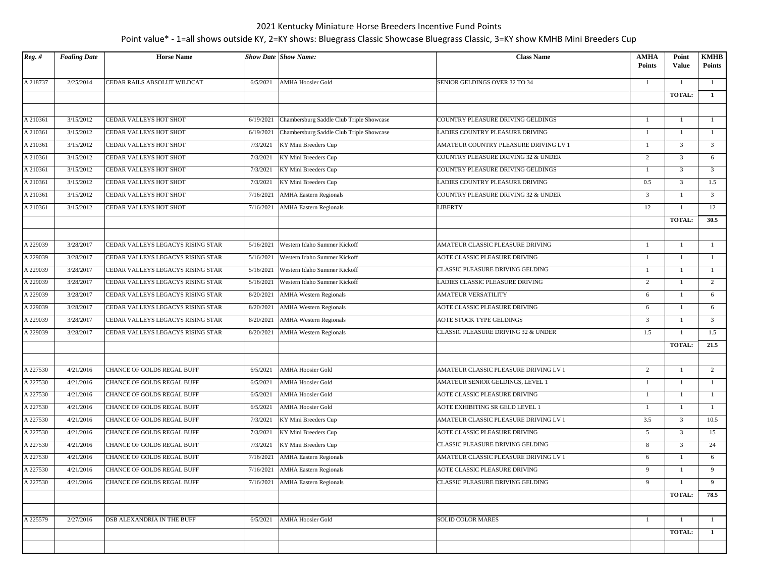2021 Kentucky Miniature Horse Breeders Incentive Fund Points

Point value* - 1=all shows outside KY, 2=KY shows: Bluegrass Classic Showcase Bluegrass Classic, 3=KY show KMHB Mini Breeders Cup

| *Reg. #* | *Foaling Date* | Horse Name | *Show Date* | *Show Name:* | Class Name | AMHA Points | Point Value | KMHB Points |
|---|---|---|---|---|---|---|---|---|
| A 218737 | 2/25/2014 | CEDAR RAILS ABSOLUT WILDCAT | 6/5/2021 | AMHA Hoosier Gold | SENIOR GELDINGS OVER 32 TO 34 | 1 | 1 | 1 |
| | | | | | | | TOTAL: | 1 |
| | | | | | | | | |
| A 210361 | 3/15/2012 | CEDAR VALLEYS HOT SHOT | 6/19/2021 | Chambersburg Saddle Club Triple Showcase | COUNTRY PLEASURE DRIVING GELDINGS | 1 | 1 | 1 |
| A 210361 | 3/15/2012 | CEDAR VALLEYS HOT SHOT | 6/19/2021 | Chambersburg Saddle Club Triple Showcase | LADIES COUNTRY PLEASURE DRIVING | 1 | 1 | 1 |
| A 210361 | 3/15/2012 | CEDAR VALLEYS HOT SHOT | 7/3/2021 | KY Mini Breeders Cup | AMATEUR COUNTRY PLEASURE DRIVING LV 1 | 1 | 3 | 3 |
| A 210361 | 3/15/2012 | CEDAR VALLEYS HOT SHOT | 7/3/2021 | KY Mini Breeders Cup | COUNTRY PLEASURE DRIVING 32 & UNDER | 2 | 3 | 6 |
| A 210361 | 3/15/2012 | CEDAR VALLEYS HOT SHOT | 7/3/2021 | KY Mini Breeders Cup | COUNTRY PLEASURE DRIVING GELDINGS | 1 | 3 | 3 |
| A 210361 | 3/15/2012 | CEDAR VALLEYS HOT SHOT | 7/3/2021 | KY Mini Breeders Cup | LADIES COUNTRY PLEASURE DRIVING | 0.5 | 3 | 1.5 |
| A 210361 | 3/15/2012 | CEDAR VALLEYS HOT SHOT | 7/16/2021 | AMHA Eastern Regionals | COUNTRY PLEASURE DRIVING 32 & UNDER | 3 | 1 | 3 |
| A 210361 | 3/15/2012 | CEDAR VALLEYS HOT SHOT | 7/16/2021 | AMHA Eastern Regionals | LIBERTY | 12 | 1 | 12 |
| | | | | | | | TOTAL: | 30.5 |
| | | | | | | | | |
| A 229039 | 3/28/2017 | CEDAR VALLEYS LEGACYS RISING STAR | 5/16/2021 | Western Idaho Summer Kickoff | AMATEUR CLASSIC PLEASURE DRIVING | 1 | 1 | 1 |
| A 229039 | 3/28/2017 | CEDAR VALLEYS LEGACYS RISING STAR | 5/16/2021 | Western Idaho Summer Kickoff | AOTE CLASSIC PLEASURE DRIVING | 1 | 1 | 1 |
| A 229039 | 3/28/2017 | CEDAR VALLEYS LEGACYS RISING STAR | 5/16/2021 | Western Idaho Summer Kickoff | CLASSIC PLEASURE DRIVING GELDING | 1 | 1 | 1 |
| A 229039 | 3/28/2017 | CEDAR VALLEYS LEGACYS RISING STAR | 5/16/2021 | Western Idaho Summer Kickoff | LADIES CLASSIC PLEASURE DRIVING | 2 | 1 | 2 |
| A 229039 | 3/28/2017 | CEDAR VALLEYS LEGACYS RISING STAR | 8/20/2021 | AMHA Western Regionals | AMATEUR VERSATILITY | 6 | 1 | 6 |
| A 229039 | 3/28/2017 | CEDAR VALLEYS LEGACYS RISING STAR | 8/20/2021 | AMHA Western Regionals | AOTE CLASSIC PLEASURE DRIVING | 6 | 1 | 6 |
| A 229039 | 3/28/2017 | CEDAR VALLEYS LEGACYS RISING STAR | 8/20/2021 | AMHA Western Regionals | AOTE STOCK TYPE GELDINGS | 3 | 1 | 3 |
| A 229039 | 3/28/2017 | CEDAR VALLEYS LEGACYS RISING STAR | 8/20/2021 | AMHA Western Regionals | CLASSIC PLEASURE DRIVING 32 & UNDER | 1.5 | 1 | 1.5 |
| | | | | | | | TOTAL: | 21.5 |
| | | | | | | | | |
| A 227530 | 4/21/2016 | CHANCE OF GOLDS REGAL BUFF | 6/5/2021 | AMHA Hoosier Gold | AMATEUR CLASSIC PLEASURE DRIVING LV 1 | 2 | 1 | 2 |
| A 227530 | 4/21/2016 | CHANCE OF GOLDS REGAL BUFF | 6/5/2021 | AMHA Hoosier Gold | AMATEUR SENIOR GELDINGS, LEVEL 1 | 1 | 1 | 1 |
| A 227530 | 4/21/2016 | CHANCE OF GOLDS REGAL BUFF | 6/5/2021 | AMHA Hoosier Gold | AOTE CLASSIC PLEASURE DRIVING | 1 | 1 | 1 |
| A 227530 | 4/21/2016 | CHANCE OF GOLDS REGAL BUFF | 6/5/2021 | AMHA Hoosier Gold | AOTE EXHIBITING SR GELD LEVEL 1 | 1 | 1 | 1 |
| A 227530 | 4/21/2016 | CHANCE OF GOLDS REGAL BUFF | 7/3/2021 | KY Mini Breeders Cup | AMATEUR CLASSIC PLEASURE DRIVING LV 1 | 3.5 | 3 | 10.5 |
| A 227530 | 4/21/2016 | CHANCE OF GOLDS REGAL BUFF | 7/3/2021 | KY Mini Breeders Cup | AOTE CLASSIC PLEASURE DRIVING | 5 | 3 | 15 |
| A 227530 | 4/21/2016 | CHANCE OF GOLDS REGAL BUFF | 7/3/2021 | KY Mini Breeders Cup | CLASSIC PLEASURE DRIVING GELDING | 8 | 3 | 24 |
| A 227530 | 4/21/2016 | CHANCE OF GOLDS REGAL BUFF | 7/16/2021 | AMHA Eastern Regionals | AMATEUR CLASSIC PLEASURE DRIVING LV 1 | 6 | 1 | 6 |
| A 227530 | 4/21/2016 | CHANCE OF GOLDS REGAL BUFF | 7/16/2021 | AMHA Eastern Regionals | AOTE CLASSIC PLEASURE DRIVING | 9 | 1 | 9 |
| A 227530 | 4/21/2016 | CHANCE OF GOLDS REGAL BUFF | 7/16/2021 | AMHA Eastern Regionals | CLASSIC PLEASURE DRIVING GELDING | 9 | 1 | 9 |
| | | | | | | | TOTAL: | 78.5 |
| | | | | | | | | |
| A 225579 | 2/27/2016 | DSB ALEXANDRIA IN THE BUFF | 6/5/2021 | AMHA Hoosier Gold | SOLID COLOR MARES | 1 | 1 | 1 |
| | | | | | | | TOTAL: | 1 |
| | | | | | | | | |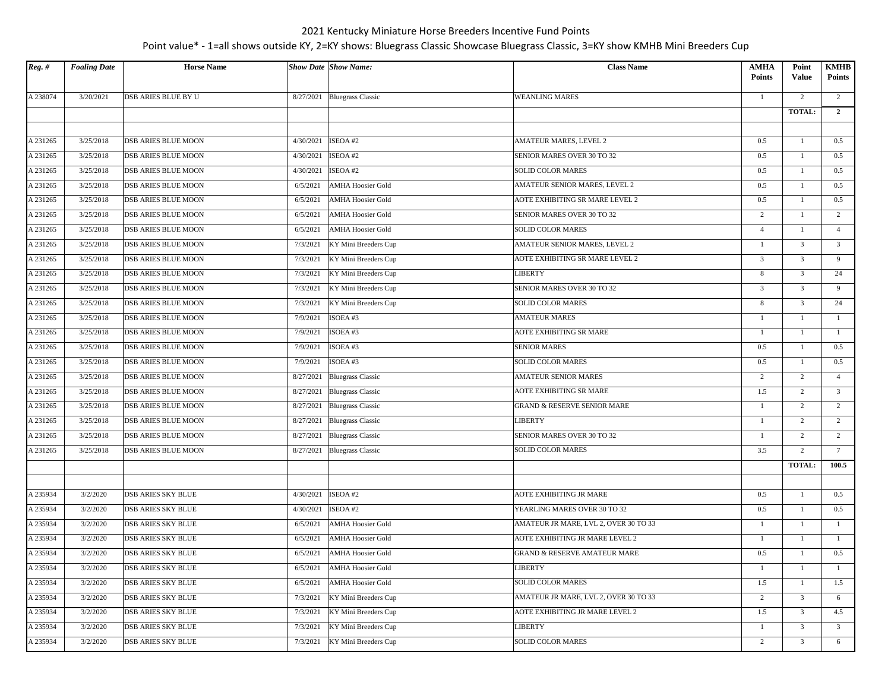2021 Kentucky Miniature Horse Breeders Incentive Fund Points

Point value* - 1=all shows outside KY, 2=KY shows: Bluegrass Classic Showcase Bluegrass Classic, 3=KY show KMHB Mini Breeders Cup

| *Reg. #* | *Foaling Date* | Horse Name | *Show Date* | *Show Name:* | Class Name | AMHA Points | Point Value | KMHB Points |
|---|---|---|---|---|---|---|---|---|
| A 238074 | 3/20/2021 | DSB ARIES BLUE BY U | 8/27/2021 | Bluegrass Classic | WEANLING MARES | 1 | 2 | 2 |
| | | | | | | | **TOTAL:** | **2** |
| | | | | | | | | |
| A 231265 | 3/25/2018 | DSB ARIES BLUE MOON | 4/30/2021 | ISEOA #2 | AMATEUR MARES, LEVEL 2 | 0.5 | 1 | 0.5 |
| A 231265 | 3/25/2018 | DSB ARIES BLUE MOON | 4/30/2021 | ISEOA #2 | SENIOR MARES OVER 30 TO 32 | 0.5 | 1 | 0.5 |
| A 231265 | 3/25/2018 | DSB ARIES BLUE MOON | 4/30/2021 | ISEOA #2 | SOLID COLOR MARES | 0.5 | 1 | 0.5 |
| A 231265 | 3/25/2018 | DSB ARIES BLUE MOON | 6/5/2021 | AMHA Hoosier Gold | AMATEUR SENIOR MARES, LEVEL 2 | 0.5 | 1 | 0.5 |
| A 231265 | 3/25/2018 | DSB ARIES BLUE MOON | 6/5/2021 | AMHA Hoosier Gold | AOTE EXHIBITING SR MARE LEVEL 2 | 0.5 | 1 | 0.5 |
| A 231265 | 3/25/2018 | DSB ARIES BLUE MOON | 6/5/2021 | AMHA Hoosier Gold | SENIOR MARES OVER 30 TO 32 | 2 | 1 | 2 |
| A 231265 | 3/25/2018 | DSB ARIES BLUE MOON | 6/5/2021 | AMHA Hoosier Gold | SOLID COLOR MARES | 4 | 1 | 4 |
| A 231265 | 3/25/2018 | DSB ARIES BLUE MOON | 7/3/2021 | KY Mini Breeders Cup | AMATEUR SENIOR MARES, LEVEL 2 | 1 | 3 | 3 |
| A 231265 | 3/25/2018 | DSB ARIES BLUE MOON | 7/3/2021 | KY Mini Breeders Cup | AOTE EXHIBITING SR MARE LEVEL 2 | 3 | 3 | 9 |
| A 231265 | 3/25/2018 | DSB ARIES BLUE MOON | 7/3/2021 | KY Mini Breeders Cup | LIBERTY | 8 | 3 | 24 |
| A 231265 | 3/25/2018 | DSB ARIES BLUE MOON | 7/3/2021 | KY Mini Breeders Cup | SENIOR MARES OVER 30 TO 32 | 3 | 3 | 9 |
| A 231265 | 3/25/2018 | DSB ARIES BLUE MOON | 7/3/2021 | KY Mini Breeders Cup | SOLID COLOR MARES | 8 | 3 | 24 |
| A 231265 | 3/25/2018 | DSB ARIES BLUE MOON | 7/9/2021 | ISOEA #3 | AMATEUR MARES | 1 | 1 | 1 |
| A 231265 | 3/25/2018 | DSB ARIES BLUE MOON | 7/9/2021 | ISOEA #3 | AOTE EXHIBITING SR MARE | 1 | 1 | 1 |
| A 231265 | 3/25/2018 | DSB ARIES BLUE MOON | 7/9/2021 | ISOEA #3 | SENIOR MARES | 0.5 | 1 | 0.5 |
| A 231265 | 3/25/2018 | DSB ARIES BLUE MOON | 7/9/2021 | ISOEA #3 | SOLID COLOR MARES | 0.5 | 1 | 0.5 |
| A 231265 | 3/25/2018 | DSB ARIES BLUE MOON | 8/27/2021 | Bluegrass Classic | AMATEUR SENIOR MARES | 2 | 2 | 4 |
| A 231265 | 3/25/2018 | DSB ARIES BLUE MOON | 8/27/2021 | Bluegrass Classic | AOTE EXHIBITING SR MARE | 1.5 | 2 | 3 |
| A 231265 | 3/25/2018 | DSB ARIES BLUE MOON | 8/27/2021 | Bluegrass Classic | GRAND & RESERVE SENIOR MARE | 1 | 2 | 2 |
| A 231265 | 3/25/2018 | DSB ARIES BLUE MOON | 8/27/2021 | Bluegrass Classic | LIBERTY | 1 | 2 | 2 |
| A 231265 | 3/25/2018 | DSB ARIES BLUE MOON | 8/27/2021 | Bluegrass Classic | SENIOR MARES OVER 30 TO 32 | 1 | 2 | 2 |
| A 231265 | 3/25/2018 | DSB ARIES BLUE MOON | 8/27/2021 | Bluegrass Classic | SOLID COLOR MARES | 3.5 | 2 | 7 |
| | | | | | | | **TOTAL:** | **100.5** |
| | | | | | | | | |
| A 235934 | 3/2/2020 | DSB ARIES SKY BLUE | 4/30/2021 | ISEOA #2 | AOTE EXHIBITING JR MARE | 0.5 | 1 | 0.5 |
| A 235934 | 3/2/2020 | DSB ARIES SKY BLUE | 4/30/2021 | ISEOA #2 | YEARLING MARES OVER 30 TO 32 | 0.5 | 1 | 0.5 |
| A 235934 | 3/2/2020 | DSB ARIES SKY BLUE | 6/5/2021 | AMHA Hoosier Gold | AMATEUR JR MARE, LVL 2, OVER 30 TO 33 | 1 | 1 | 1 |
| A 235934 | 3/2/2020 | DSB ARIES SKY BLUE | 6/5/2021 | AMHA Hoosier Gold | AOTE EXHIBITING JR MARE LEVEL 2 | 1 | 1 | 1 |
| A 235934 | 3/2/2020 | DSB ARIES SKY BLUE | 6/5/2021 | AMHA Hoosier Gold | GRAND & RESERVE AMATEUR MARE | 0.5 | 1 | 0.5 |
| A 235934 | 3/2/2020 | DSB ARIES SKY BLUE | 6/5/2021 | AMHA Hoosier Gold | LIBERTY | 1 | 1 | 1 |
| A 235934 | 3/2/2020 | DSB ARIES SKY BLUE | 6/5/2021 | AMHA Hoosier Gold | SOLID COLOR MARES | 1.5 | 1 | 1.5 |
| A 235934 | 3/2/2020 | DSB ARIES SKY BLUE | 7/3/2021 | KY Mini Breeders Cup | AMATEUR JR MARE, LVL 2, OVER 30 TO 33 | 2 | 3 | 6 |
| A 235934 | 3/2/2020 | DSB ARIES SKY BLUE | 7/3/2021 | KY Mini Breeders Cup | AOTE EXHIBITING JR MARE LEVEL 2 | 1.5 | 3 | 4.5 |
| A 235934 | 3/2/2020 | DSB ARIES SKY BLUE | 7/3/2021 | KY Mini Breeders Cup | LIBERTY | 1 | 3 | 3 |
| A 235934 | 3/2/2020 | DSB ARIES SKY BLUE | 7/3/2021 | KY Mini Breeders Cup | SOLID COLOR MARES | 2 | 3 | 6 |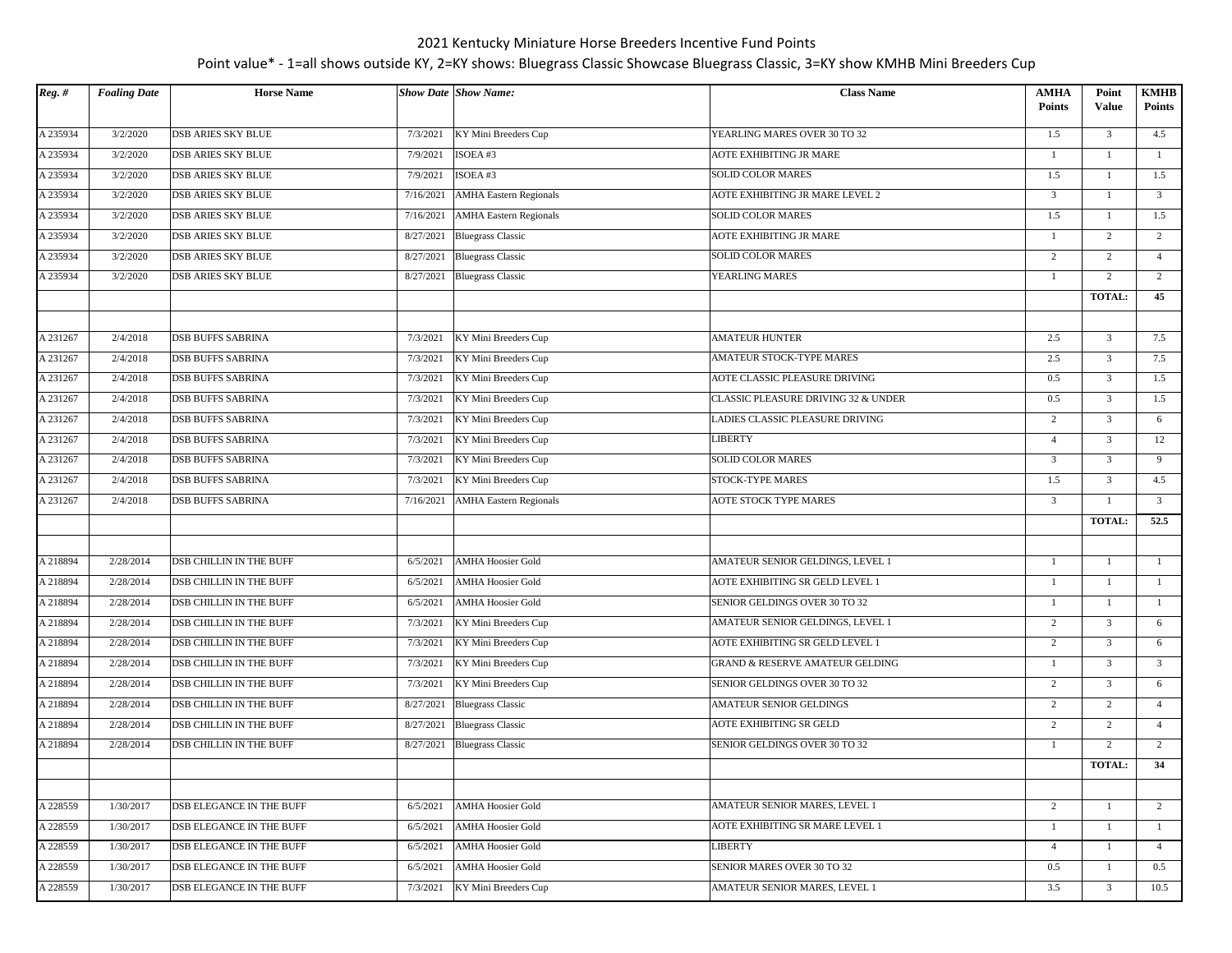2021 Kentucky Miniature Horse Breeders Incentive Fund Points

Point value* - 1=all shows outside KY, 2=KY shows: Bluegrass Classic Showcase Bluegrass Classic, 3=KY show KMHB Mini Breeders Cup

| *Reg. #* | *Foaling Date* | Horse Name | *Show Date* | *Show Name:* | Class Name | AMHA Points | Point Value | KMHB Points |
|---|---|---|---|---|---|---|---|---|
| A 235934 | 3/2/2020 | DSB ARIES SKY BLUE | 7/3/2021 | KY Mini Breeders Cup | YEARLING MARES OVER 30 TO 32 | 1.5 | 3 | 4.5 |
| A 235934 | 3/2/2020 | DSB ARIES SKY BLUE | 7/9/2021 | ISOEA #3 | AOTE EXHIBITING JR MARE | 1 | 1 | 1 |
| A 235934 | 3/2/2020 | DSB ARIES SKY BLUE | 7/9/2021 | ISOEA #3 | SOLID COLOR MARES | 1.5 | 1 | 1.5 |
| A 235934 | 3/2/2020 | DSB ARIES SKY BLUE | 7/16/2021 | AMHA Eastern Regionals | AOTE EXHIBITING JR MARE LEVEL 2 | 3 | 1 | 3 |
| A 235934 | 3/2/2020 | DSB ARIES SKY BLUE | 7/16/2021 | AMHA Eastern Regionals | SOLID COLOR MARES | 1.5 | 1 | 1.5 |
| A 235934 | 3/2/2020 | DSB ARIES SKY BLUE | 8/27/2021 | Bluegrass Classic | AOTE EXHIBITING JR MARE | 1 | 2 | 2 |
| A 235934 | 3/2/2020 | DSB ARIES SKY BLUE | 8/27/2021 | Bluegrass Classic | SOLID COLOR MARES | 2 | 2 | 4 |
| A 235934 | 3/2/2020 | DSB ARIES SKY BLUE | 8/27/2021 | Bluegrass Classic | YEARLING MARES | 1 | 2 | 2 |
| | | | | | | | TOTAL: | 45 |
| | | | | | | | | |
| A 231267 | 2/4/2018 | DSB BUFFS SABRINA | 7/3/2021 | KY Mini Breeders Cup | AMATEUR HUNTER | 2.5 | 3 | 7.5 |
| A 231267 | 2/4/2018 | DSB BUFFS SABRINA | 7/3/2021 | KY Mini Breeders Cup | AMATEUR STOCK-TYPE MARES | 2.5 | 3 | 7.5 |
| A 231267 | 2/4/2018 | DSB BUFFS SABRINA | 7/3/2021 | KY Mini Breeders Cup | AOTE CLASSIC PLEASURE DRIVING | 0.5 | 3 | 1.5 |
| A 231267 | 2/4/2018 | DSB BUFFS SABRINA | 7/3/2021 | KY Mini Breeders Cup | CLASSIC PLEASURE DRIVING 32 & UNDER | 0.5 | 3 | 1.5 |
| A 231267 | 2/4/2018 | DSB BUFFS SABRINA | 7/3/2021 | KY Mini Breeders Cup | LADIES CLASSIC PLEASURE DRIVING | 2 | 3 | 6 |
| A 231267 | 2/4/2018 | DSB BUFFS SABRINA | 7/3/2021 | KY Mini Breeders Cup | LIBERTY | 4 | 3 | 12 |
| A 231267 | 2/4/2018 | DSB BUFFS SABRINA | 7/3/2021 | KY Mini Breeders Cup | SOLID COLOR MARES | 3 | 3 | 9 |
| A 231267 | 2/4/2018 | DSB BUFFS SABRINA | 7/3/2021 | KY Mini Breeders Cup | STOCK-TYPE MARES | 1.5 | 3 | 4.5 |
| A 231267 | 2/4/2018 | DSB BUFFS SABRINA | 7/16/2021 | AMHA Eastern Regionals | AOTE STOCK TYPE MARES | 3 | 1 | 3 |
| | | | | | | | TOTAL: | 52.5 |
| | | | | | | | | |
| A 218894 | 2/28/2014 | DSB CHILLIN IN THE BUFF | 6/5/2021 | AMHA Hoosier Gold | AMATEUR SENIOR GELDINGS, LEVEL 1 | 1 | 1 | 1 |
| A 218894 | 2/28/2014 | DSB CHILLIN IN THE BUFF | 6/5/2021 | AMHA Hoosier Gold | AOTE EXHIBITING SR GELD LEVEL 1 | 1 | 1 | 1 |
| A 218894 | 2/28/2014 | DSB CHILLIN IN THE BUFF | 6/5/2021 | AMHA Hoosier Gold | SENIOR GELDINGS OVER 30 TO 32 | 1 | 1 | 1 |
| A 218894 | 2/28/2014 | DSB CHILLIN IN THE BUFF | 7/3/2021 | KY Mini Breeders Cup | AMATEUR SENIOR GELDINGS, LEVEL 1 | 2 | 3 | 6 |
| A 218894 | 2/28/2014 | DSB CHILLIN IN THE BUFF | 7/3/2021 | KY Mini Breeders Cup | AOTE EXHIBITING SR GELD LEVEL 1 | 2 | 3 | 6 |
| A 218894 | 2/28/2014 | DSB CHILLIN IN THE BUFF | 7/3/2021 | KY Mini Breeders Cup | GRAND & RESERVE AMATEUR GELDING | 1 | 3 | 3 |
| A 218894 | 2/28/2014 | DSB CHILLIN IN THE BUFF | 7/3/2021 | KY Mini Breeders Cup | SENIOR GELDINGS OVER 30 TO 32 | 2 | 3 | 6 |
| A 218894 | 2/28/2014 | DSB CHILLIN IN THE BUFF | 8/27/2021 | Bluegrass Classic | AMATEUR SENIOR GELDINGS | 2 | 2 | 4 |
| A 218894 | 2/28/2014 | DSB CHILLIN IN THE BUFF | 8/27/2021 | Bluegrass Classic | AOTE EXHIBITING SR GELD | 2 | 2 | 4 |
| A 218894 | 2/28/2014 | DSB CHILLIN IN THE BUFF | 8/27/2021 | Bluegrass Classic | SENIOR GELDINGS OVER 30 TO 32 | 1 | 2 | 2 |
| | | | | | | | TOTAL: | 34 |
| | | | | | | | | |
| A 228559 | 1/30/2017 | DSB ELEGANCE IN THE BUFF | 6/5/2021 | AMHA Hoosier Gold | AMATEUR SENIOR MARES, LEVEL 1 | 2 | 1 | 2 |
| A 228559 | 1/30/2017 | DSB ELEGANCE IN THE BUFF | 6/5/2021 | AMHA Hoosier Gold | AOTE EXHIBITING SR MARE LEVEL 1 | 1 | 1 | 1 |
| A 228559 | 1/30/2017 | DSB ELEGANCE IN THE BUFF | 6/5/2021 | AMHA Hoosier Gold | LIBERTY | 4 | 1 | 4 |
| A 228559 | 1/30/2017 | DSB ELEGANCE IN THE BUFF | 6/5/2021 | AMHA Hoosier Gold | SENIOR MARES OVER 30 TO 32 | 0.5 | 1 | 0.5 |
| A 228559 | 1/30/2017 | DSB ELEGANCE IN THE BUFF | 7/3/2021 | KY Mini Breeders Cup | AMATEUR SENIOR MARES, LEVEL 1 | 3.5 | 3 | 10.5 |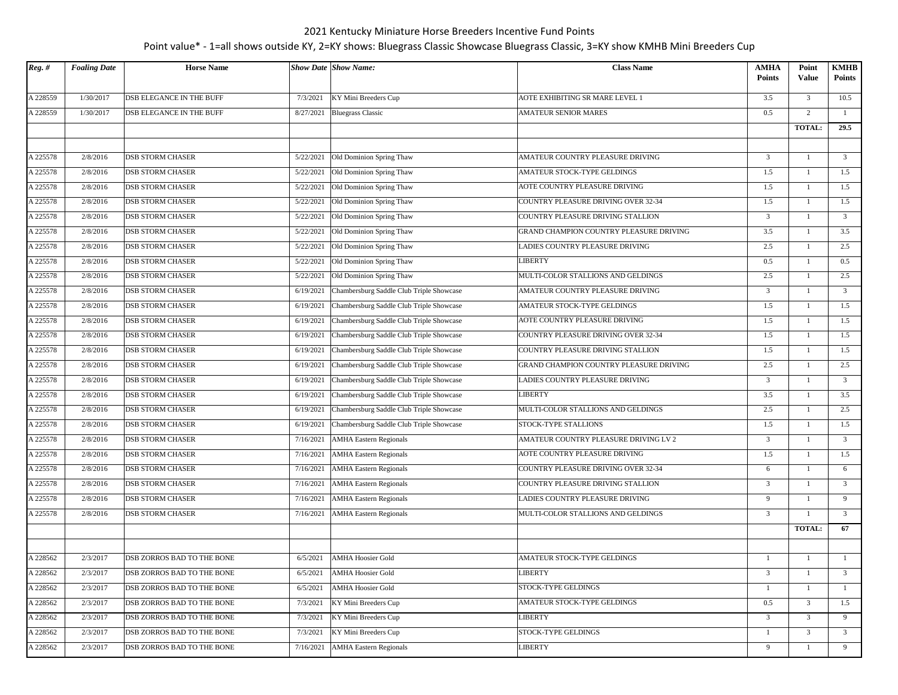# 2021 Kentucky Miniature Horse Breeders Incentive Fund Points

Point value* - 1=all shows outside KY, 2=KY shows: Bluegrass Classic Showcase Bluegrass Classic, 3=KY show KMHB Mini Breeders Cup

| *Reg. #* | *Foaling Date* | Horse Name | *Show Date* | *Show Name:* | Class Name | AMHA Points | Point Value | KMHB Points |
|---|---|---|---|---|---|---|---|---|
| A 228559 | 1/30/2017 | DSB ELEGANCE IN THE BUFF | 7/3/2021 | KY Mini Breeders Cup | AOTE EXHIBITING SR MARE LEVEL 1 | 3.5 | 3 | 10.5 |
| A 228559 | 1/30/2017 | DSB ELEGANCE IN THE BUFF | 8/27/2021 | Bluegrass Classic | AMATEUR SENIOR MARES | 0.5 | 2 | 1 |
| | | | | | | | **TOTAL:** | **29.5** |
| | | | | | | | | |
| A 225578 | 2/8/2016 | DSB STORM CHASER | 5/22/2021 | Old Dominion Spring Thaw | AMATEUR COUNTRY PLEASURE DRIVING | 3 | 1 | 3 |
| A 225578 | 2/8/2016 | DSB STORM CHASER | 5/22/2021 | Old Dominion Spring Thaw | AMATEUR STOCK-TYPE GELDINGS | 1.5 | 1 | 1.5 |
| A 225578 | 2/8/2016 | DSB STORM CHASER | 5/22/2021 | Old Dominion Spring Thaw | AOTE COUNTRY PLEASURE DRIVING | 1.5 | 1 | 1.5 |
| A 225578 | 2/8/2016 | DSB STORM CHASER | 5/22/2021 | Old Dominion Spring Thaw | COUNTRY PLEASURE DRIVING OVER 32-34 | 1.5 | 1 | 1.5 |
| A 225578 | 2/8/2016 | DSB STORM CHASER | 5/22/2021 | Old Dominion Spring Thaw | COUNTRY PLEASURE DRIVING STALLION | 3 | 1 | 3 |
| A 225578 | 2/8/2016 | DSB STORM CHASER | 5/22/2021 | Old Dominion Spring Thaw | GRAND CHAMPION COUNTRY PLEASURE DRIVING | 3.5 | 1 | 3.5 |
| A 225578 | 2/8/2016 | DSB STORM CHASER | 5/22/2021 | Old Dominion Spring Thaw | LADIES COUNTRY PLEASURE DRIVING | 2.5 | 1 | 2.5 |
| A 225578 | 2/8/2016 | DSB STORM CHASER | 5/22/2021 | Old Dominion Spring Thaw | LIBERTY | 0.5 | 1 | 0.5 |
| A 225578 | 2/8/2016 | DSB STORM CHASER | 5/22/2021 | Old Dominion Spring Thaw | MULTI-COLOR STALLIONS AND GELDINGS | 2.5 | 1 | 2.5 |
| A 225578 | 2/8/2016 | DSB STORM CHASER | 6/19/2021 | Chambersburg Saddle Club Triple Showcase | AMATEUR COUNTRY PLEASURE DRIVING | 3 | 1 | 3 |
| A 225578 | 2/8/2016 | DSB STORM CHASER | 6/19/2021 | Chambersburg Saddle Club Triple Showcase | AMATEUR STOCK-TYPE GELDINGS | 1.5 | 1 | 1.5 |
| A 225578 | 2/8/2016 | DSB STORM CHASER | 6/19/2021 | Chambersburg Saddle Club Triple Showcase | AOTE COUNTRY PLEASURE DRIVING | 1.5 | 1 | 1.5 |
| A 225578 | 2/8/2016 | DSB STORM CHASER | 6/19/2021 | Chambersburg Saddle Club Triple Showcase | COUNTRY PLEASURE DRIVING OVER 32-34 | 1.5 | 1 | 1.5 |
| A 225578 | 2/8/2016 | DSB STORM CHASER | 6/19/2021 | Chambersburg Saddle Club Triple Showcase | COUNTRY PLEASURE DRIVING STALLION | 1.5 | 1 | 1.5 |
| A 225578 | 2/8/2016 | DSB STORM CHASER | 6/19/2021 | Chambersburg Saddle Club Triple Showcase | GRAND CHAMPION COUNTRY PLEASURE DRIVING | 2.5 | 1 | 2.5 |
| A 225578 | 2/8/2016 | DSB STORM CHASER | 6/19/2021 | Chambersburg Saddle Club Triple Showcase | LADIES COUNTRY PLEASURE DRIVING | 3 | 1 | 3 |
| A 225578 | 2/8/2016 | DSB STORM CHASER | 6/19/2021 | Chambersburg Saddle Club Triple Showcase | LIBERTY | 3.5 | 1 | 3.5 |
| A 225578 | 2/8/2016 | DSB STORM CHASER | 6/19/2021 | Chambersburg Saddle Club Triple Showcase | MULTI-COLOR STALLIONS AND GELDINGS | 2.5 | 1 | 2.5 |
| A 225578 | 2/8/2016 | DSB STORM CHASER | 6/19/2021 | Chambersburg Saddle Club Triple Showcase | STOCK-TYPE STALLIONS | 1.5 | 1 | 1.5 |
| A 225578 | 2/8/2016 | DSB STORM CHASER | 7/16/2021 | AMHA Eastern Regionals | AMATEUR COUNTRY PLEASURE DRIVING LV 2 | 3 | 1 | 3 |
| A 225578 | 2/8/2016 | DSB STORM CHASER | 7/16/2021 | AMHA Eastern Regionals | AOTE COUNTRY PLEASURE DRIVING | 1.5 | 1 | 1.5 |
| A 225578 | 2/8/2016 | DSB STORM CHASER | 7/16/2021 | AMHA Eastern Regionals | COUNTRY PLEASURE DRIVING OVER 32-34 | 6 | 1 | 6 |
| A 225578 | 2/8/2016 | DSB STORM CHASER | 7/16/2021 | AMHA Eastern Regionals | COUNTRY PLEASURE DRIVING STALLION | 3 | 1 | 3 |
| A 225578 | 2/8/2016 | DSB STORM CHASER | 7/16/2021 | AMHA Eastern Regionals | LADIES COUNTRY PLEASURE DRIVING | 9 | 1 | 9 |
| A 225578 | 2/8/2016 | DSB STORM CHASER | 7/16/2021 | AMHA Eastern Regionals | MULTI-COLOR STALLIONS AND GELDINGS | 3 | 1 | 3 |
| | | | | | | | **TOTAL:** | **67** |
| | | | | | | | | |
| A 228562 | 2/3/2017 | DSB ZORROS BAD TO THE BONE | 6/5/2021 | AMHA Hoosier Gold | AMATEUR STOCK-TYPE GELDINGS | 1 | 1 | 1 |
| A 228562 | 2/3/2017 | DSB ZORROS BAD TO THE BONE | 6/5/2021 | AMHA Hoosier Gold | LIBERTY | 3 | 1 | 3 |
| A 228562 | 2/3/2017 | DSB ZORROS BAD TO THE BONE | 6/5/2021 | AMHA Hoosier Gold | STOCK-TYPE GELDINGS | 1 | 1 | 1 |
| A 228562 | 2/3/2017 | DSB ZORROS BAD TO THE BONE | 7/3/2021 | KY Mini Breeders Cup | AMATEUR STOCK-TYPE GELDINGS | 0.5 | 3 | 1.5 |
| A 228562 | 2/3/2017 | DSB ZORROS BAD TO THE BONE | 7/3/2021 | KY Mini Breeders Cup | LIBERTY | 3 | 3 | 9 |
| A 228562 | 2/3/2017 | DSB ZORROS BAD TO THE BONE | 7/3/2021 | KY Mini Breeders Cup | STOCK-TYPE GELDINGS | 1 | 3 | 3 |
| A 228562 | 2/3/2017 | DSB ZORROS BAD TO THE BONE | 7/16/2021 | AMHA Eastern Regionals | LIBERTY | 9 | 1 | 9 |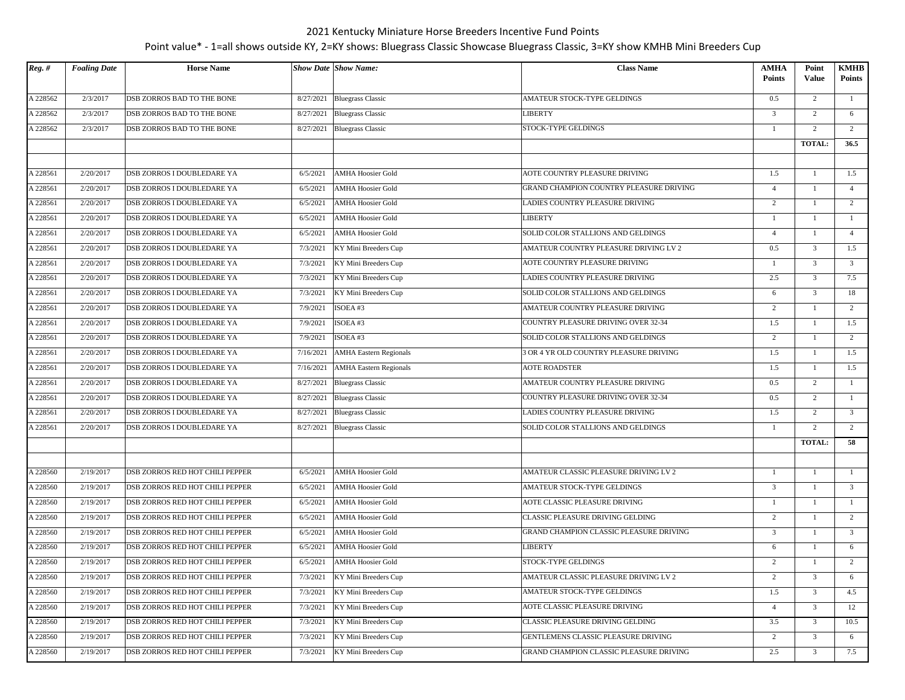# 2021 Kentucky Miniature Horse Breeders Incentive Fund Points

Point value* - 1=all shows outside KY, 2=KY shows: Bluegrass Classic Showcase Bluegrass Classic, 3=KY show KMHB Mini Breeders Cup

| *Reg. #* | *Foaling Date* | Horse Name | *Show Date* | *Show Name:* | Class Name | AMHA Points | Point Value | KMHB Points |
|---|---|---|---|---|---|---|---|---|
| A 228562 | 2/3/2017 | DSB ZORROS BAD TO THE BONE | 8/27/2021 | Bluegrass Classic | AMATEUR STOCK-TYPE GELDINGS | 0.5 | 2 | 1 |
| A 228562 | 2/3/2017 | DSB ZORROS BAD TO THE BONE | 8/27/2021 | Bluegrass Classic | LIBERTY | 3 | 2 | 6 |
| A 228562 | 2/3/2017 | DSB ZORROS BAD TO THE BONE | 8/27/2021 | Bluegrass Classic | STOCK-TYPE GELDINGS | 1 | 2 | 2 |
| | | | | | | | **TOTAL:** | **36.5** |
| | | | | | | | | |
| A 228561 | 2/20/2017 | DSB ZORROS I DOUBLEDARE YA | 6/5/2021 | AMHA Hoosier Gold | AOTE COUNTRY PLEASURE DRIVING | 1.5 | 1 | 1.5 |
| A 228561 | 2/20/2017 | DSB ZORROS I DOUBLEDARE YA | 6/5/2021 | AMHA Hoosier Gold | GRAND CHAMPION COUNTRY PLEASURE DRIVING | 4 | 1 | 4 |
| A 228561 | 2/20/2017 | DSB ZORROS I DOUBLEDARE YA | 6/5/2021 | AMHA Hoosier Gold | LADIES COUNTRY PLEASURE DRIVING | 2 | 1 | 2 |
| A 228561 | 2/20/2017 | DSB ZORROS I DOUBLEDARE YA | 6/5/2021 | AMHA Hoosier Gold | LIBERTY | 1 | 1 | 1 |
| A 228561 | 2/20/2017 | DSB ZORROS I DOUBLEDARE YA | 6/5/2021 | AMHA Hoosier Gold | SOLID COLOR STALLIONS AND GELDINGS | 4 | 1 | 4 |
| A 228561 | 2/20/2017 | DSB ZORROS I DOUBLEDARE YA | 7/3/2021 | KY Mini Breeders Cup | AMATEUR COUNTRY PLEASURE DRIVING LV 2 | 0.5 | 3 | 1.5 |
| A 228561 | 2/20/2017 | DSB ZORROS I DOUBLEDARE YA | 7/3/2021 | KY Mini Breeders Cup | AOTE COUNTRY PLEASURE DRIVING | 1 | 3 | 3 |
| A 228561 | 2/20/2017 | DSB ZORROS I DOUBLEDARE YA | 7/3/2021 | KY Mini Breeders Cup | LADIES COUNTRY PLEASURE DRIVING | 2.5 | 3 | 7.5 |
| A 228561 | 2/20/2017 | DSB ZORROS I DOUBLEDARE YA | 7/3/2021 | KY Mini Breeders Cup | SOLID COLOR STALLIONS AND GELDINGS | 6 | 3 | 18 |
| A 228561 | 2/20/2017 | DSB ZORROS I DOUBLEDARE YA | 7/9/2021 | ISOEA #3 | AMATEUR COUNTRY PLEASURE DRIVING | 2 | 1 | 2 |
| A 228561 | 2/20/2017 | DSB ZORROS I DOUBLEDARE YA | 7/9/2021 | ISOEA #3 | COUNTRY PLEASURE DRIVING OVER 32-34 | 1.5 | 1 | 1.5 |
| A 228561 | 2/20/2017 | DSB ZORROS I DOUBLEDARE YA | 7/9/2021 | ISOEA #3 | SOLID COLOR STALLIONS AND GELDINGS | 2 | 1 | 2 |
| A 228561 | 2/20/2017 | DSB ZORROS I DOUBLEDARE YA | 7/16/2021 | AMHA Eastern Regionals | 3 OR 4 YR OLD COUNTRY PLEASURE DRIVING | 1.5 | 1 | 1.5 |
| A 228561 | 2/20/2017 | DSB ZORROS I DOUBLEDARE YA | 7/16/2021 | AMHA Eastern Regionals | AOTE ROADSTER | 1.5 | 1 | 1.5 |
| A 228561 | 2/20/2017 | DSB ZORROS I DOUBLEDARE YA | 8/27/2021 | Bluegrass Classic | AMATEUR COUNTRY PLEASURE DRIVING | 0.5 | 2 | 1 |
| A 228561 | 2/20/2017 | DSB ZORROS I DOUBLEDARE YA | 8/27/2021 | Bluegrass Classic | COUNTRY PLEASURE DRIVING OVER 32-34 | 0.5 | 2 | 1 |
| A 228561 | 2/20/2017 | DSB ZORROS I DOUBLEDARE YA | 8/27/2021 | Bluegrass Classic | LADIES COUNTRY PLEASURE DRIVING | 1.5 | 2 | 3 |
| A 228561 | 2/20/2017 | DSB ZORROS I DOUBLEDARE YA | 8/27/2021 | Bluegrass Classic | SOLID COLOR STALLIONS AND GELDINGS | 1 | 2 | 2 |
| | | | | | | | **TOTAL:** | **58** |
| | | | | | | | | |
| A 228560 | 2/19/2017 | DSB ZORROS RED HOT CHILI PEPPER | 6/5/2021 | AMHA Hoosier Gold | AMATEUR CLASSIC PLEASURE DRIVING LV 2 | 1 | 1 | 1 |
| A 228560 | 2/19/2017 | DSB ZORROS RED HOT CHILI PEPPER | 6/5/2021 | AMHA Hoosier Gold | AMATEUR STOCK-TYPE GELDINGS | 3 | 1 | 3 |
| A 228560 | 2/19/2017 | DSB ZORROS RED HOT CHILI PEPPER | 6/5/2021 | AMHA Hoosier Gold | AOTE CLASSIC PLEASURE DRIVING | 1 | 1 | 1 |
| A 228560 | 2/19/2017 | DSB ZORROS RED HOT CHILI PEPPER | 6/5/2021 | AMHA Hoosier Gold | CLASSIC PLEASURE DRIVING GELDING | 2 | 1 | 2 |
| A 228560 | 2/19/2017 | DSB ZORROS RED HOT CHILI PEPPER | 6/5/2021 | AMHA Hoosier Gold | GRAND CHAMPION CLASSIC PLEASURE DRIVING | 3 | 1 | 3 |
| A 228560 | 2/19/2017 | DSB ZORROS RED HOT CHILI PEPPER | 6/5/2021 | AMHA Hoosier Gold | LIBERTY | 6 | 1 | 6 |
| A 228560 | 2/19/2017 | DSB ZORROS RED HOT CHILI PEPPER | 6/5/2021 | AMHA Hoosier Gold | STOCK-TYPE GELDINGS | 2 | 1 | 2 |
| A 228560 | 2/19/2017 | DSB ZORROS RED HOT CHILI PEPPER | 7/3/2021 | KY Mini Breeders Cup | AMATEUR CLASSIC PLEASURE DRIVING LV 2 | 2 | 3 | 6 |
| A 228560 | 2/19/2017 | DSB ZORROS RED HOT CHILI PEPPER | 7/3/2021 | KY Mini Breeders Cup | AMATEUR STOCK-TYPE GELDINGS | 1.5 | 3 | 4.5 |
| A 228560 | 2/19/2017 | DSB ZORROS RED HOT CHILI PEPPER | 7/3/2021 | KY Mini Breeders Cup | AOTE CLASSIC PLEASURE DRIVING | 4 | 3 | 12 |
| A 228560 | 2/19/2017 | DSB ZORROS RED HOT CHILI PEPPER | 7/3/2021 | KY Mini Breeders Cup | CLASSIC PLEASURE DRIVING GELDING | 3.5 | 3 | 10.5 |
| A 228560 | 2/19/2017 | DSB ZORROS RED HOT CHILI PEPPER | 7/3/2021 | KY Mini Breeders Cup | GENTLEMENS CLASSIC PLEASURE DRIVING | 2 | 3 | 6 |
| A 228560 | 2/19/2017 | DSB ZORROS RED HOT CHILI PEPPER | 7/3/2021 | KY Mini Breeders Cup | GRAND CHAMPION CLASSIC PLEASURE DRIVING | 2.5 | 3 | 7.5 |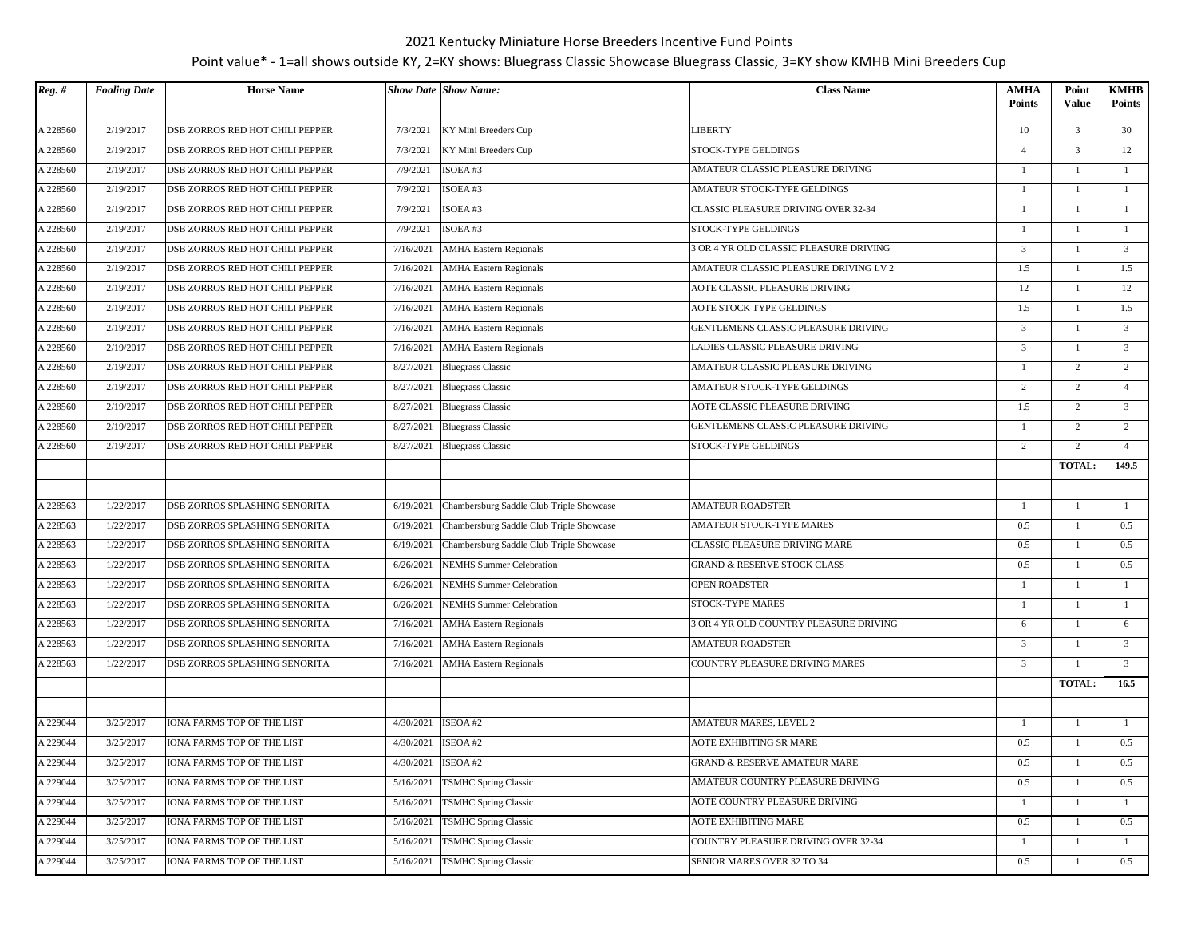2021 Kentucky Miniature Horse Breeders Incentive Fund Points

Point value* - 1=all shows outside KY, 2=KY shows: Bluegrass Classic Showcase Bluegrass Classic, 3=KY show KMHB Mini Breeders Cup

| *Reg. #* | *Foaling Date* | Horse Name | *Show Date* | *Show Name:* | Class Name | AMHA Points | Point Value | KMHB Points |
|---|---|---|---|---|---|---|---|---|
| A 228560 | 2/19/2017 | DSB ZORROS RED HOT CHILI PEPPER | 7/3/2021 | KY Mini Breeders Cup | LIBERTY | 10 | 3 | 30 |
| A 228560 | 2/19/2017 | DSB ZORROS RED HOT CHILI PEPPER | 7/3/2021 | KY Mini Breeders Cup | STOCK-TYPE GELDINGS | 4 | 3 | 12 |
| A 228560 | 2/19/2017 | DSB ZORROS RED HOT CHILI PEPPER | 7/9/2021 | ISOEA #3 | AMATEUR CLASSIC PLEASURE DRIVING | 1 | 1 | 1 |
| A 228560 | 2/19/2017 | DSB ZORROS RED HOT CHILI PEPPER | 7/9/2021 | ISOEA #3 | AMATEUR STOCK-TYPE GELDINGS | 1 | 1 | 1 |
| A 228560 | 2/19/2017 | DSB ZORROS RED HOT CHILI PEPPER | 7/9/2021 | ISOEA #3 | CLASSIC PLEASURE DRIVING OVER 32-34 | 1 | 1 | 1 |
| A 228560 | 2/19/2017 | DSB ZORROS RED HOT CHILI PEPPER | 7/9/2021 | ISOEA #3 | STOCK-TYPE GELDINGS | 1 | 1 | 1 |
| A 228560 | 2/19/2017 | DSB ZORROS RED HOT CHILI PEPPER | 7/16/2021 | AMHA Eastern Regionals | 3 OR 4 YR OLD CLASSIC PLEASURE DRIVING | 3 | 1 | 3 |
| A 228560 | 2/19/2017 | DSB ZORROS RED HOT CHILI PEPPER | 7/16/2021 | AMHA Eastern Regionals | AMATEUR CLASSIC PLEASURE DRIVING LV 2 | 1.5 | 1 | 1.5 |
| A 228560 | 2/19/2017 | DSB ZORROS RED HOT CHILI PEPPER | 7/16/2021 | AMHA Eastern Regionals | AOTE CLASSIC PLEASURE DRIVING | 12 | 1 | 12 |
| A 228560 | 2/19/2017 | DSB ZORROS RED HOT CHILI PEPPER | 7/16/2021 | AMHA Eastern Regionals | AOTE STOCK TYPE GELDINGS | 1.5 | 1 | 1.5 |
| A 228560 | 2/19/2017 | DSB ZORROS RED HOT CHILI PEPPER | 7/16/2021 | AMHA Eastern Regionals | GENTLEMENS CLASSIC PLEASURE DRIVING | 3 | 1 | 3 |
| A 228560 | 2/19/2017 | DSB ZORROS RED HOT CHILI PEPPER | 7/16/2021 | AMHA Eastern Regionals | LADIES CLASSIC PLEASURE DRIVING | 3 | 1 | 3 |
| A 228560 | 2/19/2017 | DSB ZORROS RED HOT CHILI PEPPER | 8/27/2021 | Bluegrass Classic | AMATEUR CLASSIC PLEASURE DRIVING | 1 | 2 | 2 |
| A 228560 | 2/19/2017 | DSB ZORROS RED HOT CHILI PEPPER | 8/27/2021 | Bluegrass Classic | AMATEUR STOCK-TYPE GELDINGS | 2 | 2 | 4 |
| A 228560 | 2/19/2017 | DSB ZORROS RED HOT CHILI PEPPER | 8/27/2021 | Bluegrass Classic | AOTE CLASSIC PLEASURE DRIVING | 1.5 | 2 | 3 |
| A 228560 | 2/19/2017 | DSB ZORROS RED HOT CHILI PEPPER | 8/27/2021 | Bluegrass Classic | GENTLEMENS CLASSIC PLEASURE DRIVING | 1 | 2 | 2 |
| A 228560 | 2/19/2017 | DSB ZORROS RED HOT CHILI PEPPER | 8/27/2021 | Bluegrass Classic | STOCK-TYPE GELDINGS | 2 | 2 | 4 |
| | | | | | | | **TOTAL:** | **149.5** |
| | | | | | | | | |
| A 228563 | 1/22/2017 | DSB ZORROS SPLASHING SENORITA | 6/19/2021 | Chambersburg Saddle Club Triple Showcase | AMATEUR ROADSTER | 1 | 1 | 1 |
| A 228563 | 1/22/2017 | DSB ZORROS SPLASHING SENORITA | 6/19/2021 | Chambersburg Saddle Club Triple Showcase | AMATEUR STOCK-TYPE MARES | 0.5 | 1 | 0.5 |
| A 228563 | 1/22/2017 | DSB ZORROS SPLASHING SENORITA | 6/19/2021 | Chambersburg Saddle Club Triple Showcase | CLASSIC PLEASURE DRIVING MARE | 0.5 | 1 | 0.5 |
| A 228563 | 1/22/2017 | DSB ZORROS SPLASHING SENORITA | 6/26/2021 | NEMHS Summer Celebration | GRAND & RESERVE STOCK CLASS | 0.5 | 1 | 0.5 |
| A 228563 | 1/22/2017 | DSB ZORROS SPLASHING SENORITA | 6/26/2021 | NEMHS Summer Celebration | OPEN ROADSTER | 1 | 1 | 1 |
| A 228563 | 1/22/2017 | DSB ZORROS SPLASHING SENORITA | 6/26/2021 | NEMHS Summer Celebration | STOCK-TYPE MARES | 1 | 1 | 1 |
| A 228563 | 1/22/2017 | DSB ZORROS SPLASHING SENORITA | 7/16/2021 | AMHA Eastern Regionals | 3 OR 4 YR OLD COUNTRY PLEASURE DRIVING | 6 | 1 | 6 |
| A 228563 | 1/22/2017 | DSB ZORROS SPLASHING SENORITA | 7/16/2021 | AMHA Eastern Regionals | AMATEUR ROADSTER | 3 | 1 | 3 |
| A 228563 | 1/22/2017 | DSB ZORROS SPLASHING SENORITA | 7/16/2021 | AMHA Eastern Regionals | COUNTRY PLEASURE DRIVING MARES | 3 | 1 | 3 |
| | | | | | | | **TOTAL:** | **16.5** |
| | | | | | | | | |
| A 229044 | 3/25/2017 | IONA FARMS TOP OF THE LIST | 4/30/2021 | ISEOA #2 | AMATEUR MARES, LEVEL 2 | 1 | 1 | 1 |
| A 229044 | 3/25/2017 | IONA FARMS TOP OF THE LIST | 4/30/2021 | ISEOA #2 | AOTE EXHIBITING SR MARE | 0.5 | 1 | 0.5 |
| A 229044 | 3/25/2017 | IONA FARMS TOP OF THE LIST | 4/30/2021 | ISEOA #2 | GRAND & RESERVE AMATEUR MARE | 0.5 | 1 | 0.5 |
| A 229044 | 3/25/2017 | IONA FARMS TOP OF THE LIST | 5/16/2021 | TSMHC Spring Classic | AMATEUR COUNTRY PLEASURE DRIVING | 0.5 | 1 | 0.5 |
| A 229044 | 3/25/2017 | IONA FARMS TOP OF THE LIST | 5/16/2021 | TSMHC Spring Classic | AOTE COUNTRY PLEASURE DRIVING | 1 | 1 | 1 |
| A 229044 | 3/25/2017 | IONA FARMS TOP OF THE LIST | 5/16/2021 | TSMHC Spring Classic | AOTE EXHIBITING MARE | 0.5 | 1 | 0.5 |
| A 229044 | 3/25/2017 | IONA FARMS TOP OF THE LIST | 5/16/2021 | TSMHC Spring Classic | COUNTRY PLEASURE DRIVING OVER 32-34 | 1 | 1 | 1 |
| A 229044 | 3/25/2017 | IONA FARMS TOP OF THE LIST | 5/16/2021 | TSMHC Spring Classic | SENIOR MARES OVER 32 TO 34 | 0.5 | 1 | 0.5 |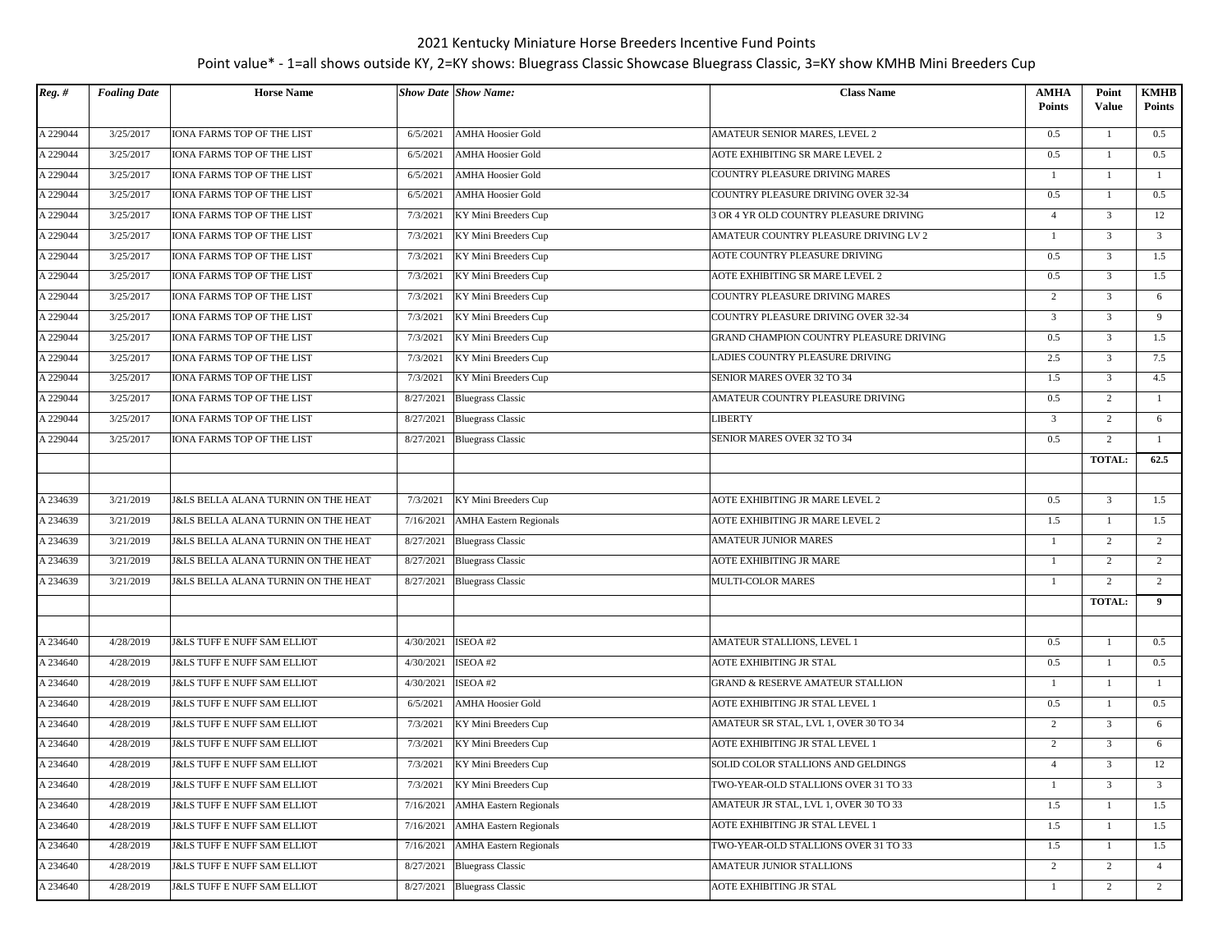2021 Kentucky Miniature Horse Breeders Incentive Fund Points

Point value* - 1=all shows outside KY, 2=KY shows: Bluegrass Classic Showcase Bluegrass Classic, 3=KY show KMHB Mini Breeders Cup

| *Reg. #* | *Foaling Date* | **Horse Name** | *Show Date* | *Show Name:* | **Class Name** | **AMHA Points** | **Point Value** | **KMHB Points** |
|---|---|---|---|---|---|---|---|---|
| A 229044 | 3/25/2017 | IONA FARMS TOP OF THE LIST | 6/5/2021 | AMHA Hoosier Gold | AMATEUR SENIOR MARES, LEVEL 2 | 0.5 | 1 | 0.5 |
| A 229044 | 3/25/2017 | IONA FARMS TOP OF THE LIST | 6/5/2021 | AMHA Hoosier Gold | AOTE EXHIBITING SR MARE LEVEL 2 | 0.5 | 1 | 0.5 |
| A 229044 | 3/25/2017 | IONA FARMS TOP OF THE LIST | 6/5/2021 | AMHA Hoosier Gold | COUNTRY PLEASURE DRIVING MARES | 1 | 1 | 1 |
| A 229044 | 3/25/2017 | IONA FARMS TOP OF THE LIST | 6/5/2021 | AMHA Hoosier Gold | COUNTRY PLEASURE DRIVING OVER 32-34 | 0.5 | 1 | 0.5 |
| A 229044 | 3/25/2017 | IONA FARMS TOP OF THE LIST | 7/3/2021 | KY Mini Breeders Cup | 3 OR 4 YR OLD COUNTRY PLEASURE DRIVING | 4 | 3 | 12 |
| A 229044 | 3/25/2017 | IONA FARMS TOP OF THE LIST | 7/3/2021 | KY Mini Breeders Cup | AMATEUR COUNTRY PLEASURE DRIVING LV 2 | 1 | 3 | 3 |
| A 229044 | 3/25/2017 | IONA FARMS TOP OF THE LIST | 7/3/2021 | KY Mini Breeders Cup | AOTE COUNTRY PLEASURE DRIVING | 0.5 | 3 | 1.5 |
| A 229044 | 3/25/2017 | IONA FARMS TOP OF THE LIST | 7/3/2021 | KY Mini Breeders Cup | AOTE EXHIBITING SR MARE LEVEL 2 | 0.5 | 3 | 1.5 |
| A 229044 | 3/25/2017 | IONA FARMS TOP OF THE LIST | 7/3/2021 | KY Mini Breeders Cup | COUNTRY PLEASURE DRIVING MARES | 2 | 3 | 6 |
| A 229044 | 3/25/2017 | IONA FARMS TOP OF THE LIST | 7/3/2021 | KY Mini Breeders Cup | COUNTRY PLEASURE DRIVING OVER 32-34 | 3 | 3 | 9 |
| A 229044 | 3/25/2017 | IONA FARMS TOP OF THE LIST | 7/3/2021 | KY Mini Breeders Cup | GRAND CHAMPION COUNTRY PLEASURE DRIVING | 0.5 | 3 | 1.5 |
| A 229044 | 3/25/2017 | IONA FARMS TOP OF THE LIST | 7/3/2021 | KY Mini Breeders Cup | LADIES COUNTRY PLEASURE DRIVING | 2.5 | 3 | 7.5 |
| A 229044 | 3/25/2017 | IONA FARMS TOP OF THE LIST | 7/3/2021 | KY Mini Breeders Cup | SENIOR MARES OVER 32 TO 34 | 1.5 | 3 | 4.5 |
| A 229044 | 3/25/2017 | IONA FARMS TOP OF THE LIST | 8/27/2021 | Bluegrass Classic | AMATEUR COUNTRY PLEASURE DRIVING | 0.5 | 2 | 1 |
| A 229044 | 3/25/2017 | IONA FARMS TOP OF THE LIST | 8/27/2021 | Bluegrass Classic | LIBERTY | 3 | 2 | 6 |
| A 229044 | 3/25/2017 | IONA FARMS TOP OF THE LIST | 8/27/2021 | Bluegrass Classic | SENIOR MARES OVER 32 TO 34 | 0.5 | 2 | 1 |
| | | | | | | | **TOTAL:** | **62.5** |
| | | | | | | | | |
| A 234639 | 3/21/2019 | J&LS BELLA ALANA TURNIN ON THE HEAT | 7/3/2021 | KY Mini Breeders Cup | AOTE EXHIBITING JR MARE LEVEL 2 | 0.5 | 3 | 1.5 |
| A 234639 | 3/21/2019 | J&LS BELLA ALANA TURNIN ON THE HEAT | 7/16/2021 | AMHA Eastern Regionals | AOTE EXHIBITING JR MARE LEVEL 2 | 1.5 | 1 | 1.5 |
| A 234639 | 3/21/2019 | J&LS BELLA ALANA TURNIN ON THE HEAT | 8/27/2021 | Bluegrass Classic | AMATEUR JUNIOR MARES | 1 | 2 | 2 |
| A 234639 | 3/21/2019 | J&LS BELLA ALANA TURNIN ON THE HEAT | 8/27/2021 | Bluegrass Classic | AOTE EXHIBITING JR MARE | 1 | 2 | 2 |
| A 234639 | 3/21/2019 | J&LS BELLA ALANA TURNIN ON THE HEAT | 8/27/2021 | Bluegrass Classic | MULTI-COLOR MARES | 1 | 2 | 2 |
| | | | | | | | **TOTAL:** | **9** |
| | | | | | | | | |
| A 234640 | 4/28/2019 | J&LS TUFF E NUFF SAM ELLIOT | 4/30/2021 | ISEOA #2 | AMATEUR STALLIONS, LEVEL 1 | 0.5 | 1 | 0.5 |
| A 234640 | 4/28/2019 | J&LS TUFF E NUFF SAM ELLIOT | 4/30/2021 | ISEOA #2 | AOTE EXHIBITING JR STAL | 0.5 | 1 | 0.5 |
| A 234640 | 4/28/2019 | J&LS TUFF E NUFF SAM ELLIOT | 4/30/2021 | ISEOA #2 | GRAND & RESERVE AMATEUR STALLION | 1 | 1 | 1 |
| A 234640 | 4/28/2019 | J&LS TUFF E NUFF SAM ELLIOT | 6/5/2021 | AMHA Hoosier Gold | AOTE EXHIBITING JR STAL LEVEL 1 | 0.5 | 1 | 0.5 |
| A 234640 | 4/28/2019 | J&LS TUFF E NUFF SAM ELLIOT | 7/3/2021 | KY Mini Breeders Cup | AMATEUR SR STAL, LVL 1, OVER 30 TO 34 | 2 | 3 | 6 |
| A 234640 | 4/28/2019 | J&LS TUFF E NUFF SAM ELLIOT | 7/3/2021 | KY Mini Breeders Cup | AOTE EXHIBITING JR STAL LEVEL 1 | 2 | 3 | 6 |
| A 234640 | 4/28/2019 | J&LS TUFF E NUFF SAM ELLIOT | 7/3/2021 | KY Mini Breeders Cup | SOLID COLOR STALLIONS AND GELDINGS | 4 | 3 | 12 |
| A 234640 | 4/28/2019 | J&LS TUFF E NUFF SAM ELLIOT | 7/3/2021 | KY Mini Breeders Cup | TWO-YEAR-OLD STALLIONS OVER 31 TO 33 | 1 | 3 | 3 |
| A 234640 | 4/28/2019 | J&LS TUFF E NUFF SAM ELLIOT | 7/16/2021 | AMHA Eastern Regionals | AMATEUR JR STAL, LVL 1, OVER 30 TO 33 | 1.5 | 1 | 1.5 |
| A 234640 | 4/28/2019 | J&LS TUFF E NUFF SAM ELLIOT | 7/16/2021 | AMHA Eastern Regionals | AOTE EXHIBITING JR STAL LEVEL 1 | 1.5 | 1 | 1.5 |
| A 234640 | 4/28/2019 | J&LS TUFF E NUFF SAM ELLIOT | 7/16/2021 | AMHA Eastern Regionals | TWO-YEAR-OLD STALLIONS OVER 31 TO 33 | 1.5 | 1 | 1.5 |
| A 234640 | 4/28/2019 | J&LS TUFF E NUFF SAM ELLIOT | 8/27/2021 | Bluegrass Classic | AMATEUR JUNIOR STALLIONS | 2 | 2 | 4 |
| A 234640 | 4/28/2019 | J&LS TUFF E NUFF SAM ELLIOT | 8/27/2021 | Bluegrass Classic | AOTE EXHIBITING JR STAL | 1 | 2 | 2 |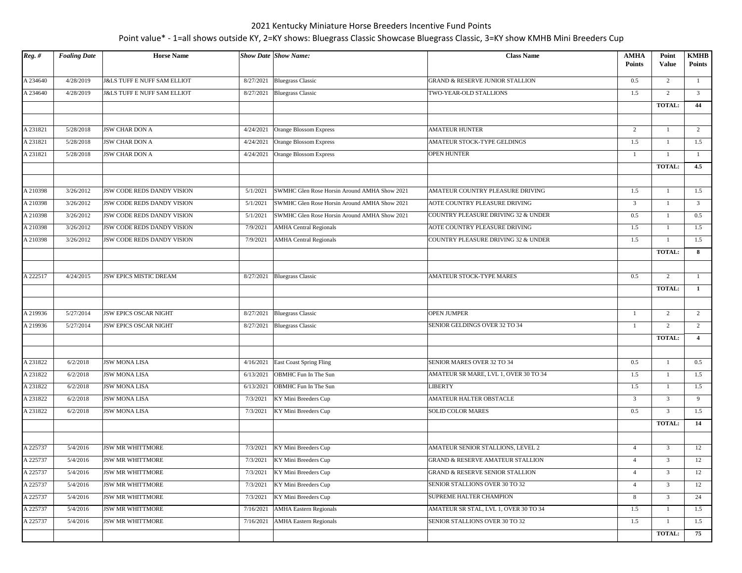# 2021 Kentucky Miniature Horse Breeders Incentive Fund Points

Point value* - 1=all shows outside KY, 2=KY shows: Bluegrass Classic Showcase Bluegrass Classic, 3=KY show KMHB Mini Breeders Cup

| *Reg. #* | *Foaling Date* | Horse Name | *Show Date* | *Show Name:* | Class Name | AMHA Points | Point Value | KMHB Points |
|---|---|---|---|---|---|---|---|---|
| A 234640 | 4/28/2019 | J&LS TUFF E NUFF SAM ELLIOT | 8/27/2021 | Bluegrass Classic | GRAND & RESERVE JUNIOR STALLION | 0.5 | 2 | 1 |
| A 234640 | 4/28/2019 | J&LS TUFF E NUFF SAM ELLIOT | 8/27/2021 | Bluegrass Classic | TWO-YEAR-OLD STALLIONS | 1.5 | 2 | 3 |
| | | | | | | | **TOTAL:** | **44** |
| | | | | | | | | |
| A 231821 | 5/28/2018 | JSW CHAR DON A | 4/24/2021 | Orange Blossom Express | AMATEUR HUNTER | 2 | 1 | 2 |
| A 231821 | 5/28/2018 | JSW CHAR DON A | 4/24/2021 | Orange Blossom Express | AMATEUR STOCK-TYPE GELDINGS | 1.5 | 1 | 1.5 |
| A 231821 | 5/28/2018 | JSW CHAR DON A | 4/24/2021 | Orange Blossom Express | OPEN HUNTER | 1 | 1 | 1 |
| | | | | | | | **TOTAL:** | **4.5** |
| | | | | | | | | |
| A 210398 | 3/26/2012 | JSW CODE REDS DANDY VISION | 5/1/2021 | SWMHC Glen Rose Horsin Around AMHA Show 2021 | AMATEUR COUNTRY PLEASURE DRIVING | 1.5 | 1 | 1.5 |
| A 210398 | 3/26/2012 | JSW CODE REDS DANDY VISION | 5/1/2021 | SWMHC Glen Rose Horsin Around AMHA Show 2021 | AOTE COUNTRY PLEASURE DRIVING | 3 | 1 | 3 |
| A 210398 | 3/26/2012 | JSW CODE REDS DANDY VISION | 5/1/2021 | SWMHC Glen Rose Horsin Around AMHA Show 2021 | COUNTRY PLEASURE DRIVING 32 & UNDER | 0.5 | 1 | 0.5 |
| A 210398 | 3/26/2012 | JSW CODE REDS DANDY VISION | 7/9/2021 | AMHA Central Regionals | AOTE COUNTRY PLEASURE DRIVING | 1.5 | 1 | 1.5 |
| A 210398 | 3/26/2012 | JSW CODE REDS DANDY VISION | 7/9/2021 | AMHA Central Regionals | COUNTRY PLEASURE DRIVING 32 & UNDER | 1.5 | 1 | 1.5 |
| | | | | | | | **TOTAL:** | **8** |
| | | | | | | | | |
| A 222517 | 4/24/2015 | JSW EPICS MISTIC DREAM | 8/27/2021 | Bluegrass Classic | AMATEUR STOCK-TYPE MARES | 0.5 | 2 | 1 |
| | | | | | | | **TOTAL:** | **1** |
| | | | | | | | | |
| A 219936 | 5/27/2014 | JSW EPICS OSCAR NIGHT | 8/27/2021 | Bluegrass Classic | OPEN JUMPER | 1 | 2 | 2 |
| A 219936 | 5/27/2014 | JSW EPICS OSCAR NIGHT | 8/27/2021 | Bluegrass Classic | SENIOR GELDINGS OVER 32 TO 34 | 1 | 2 | 2 |
| | | | | | | | **TOTAL:** | **4** |
| | | | | | | | | |
| A 231822 | 6/2/2018 | JSW MONA LISA | 4/16/2021 | East Coast Spring Fling | SENIOR MARES OVER 32 TO 34 | 0.5 | 1 | 0.5 |
| A 231822 | 6/2/2018 | JSW MONA LISA | 6/13/2021 | OBMHC Fun In The Sun | AMATEUR SR MARE, LVL 1, OVER 30 TO 34 | 1.5 | 1 | 1.5 |
| A 231822 | 6/2/2018 | JSW MONA LISA | 6/13/2021 | OBMHC Fun In The Sun | LIBERTY | 1.5 | 1 | 1.5 |
| A 231822 | 6/2/2018 | JSW MONA LISA | 7/3/2021 | KY Mini Breeders Cup | AMATEUR HALTER OBSTACLE | 3 | 3 | 9 |
| A 231822 | 6/2/2018 | JSW MONA LISA | 7/3/2021 | KY Mini Breeders Cup | SOLID COLOR MARES | 0.5 | 3 | 1.5 |
| | | | | | | | **TOTAL:** | **14** |
| | | | | | | | | |
| A 225737 | 5/4/2016 | JSW MR WHITTMORE | 7/3/2021 | KY Mini Breeders Cup | AMATEUR SENIOR STALLIONS, LEVEL 2 | 4 | 3 | 12 |
| A 225737 | 5/4/2016 | JSW MR WHITTMORE | 7/3/2021 | KY Mini Breeders Cup | GRAND & RESERVE AMATEUR STALLION | 4 | 3 | 12 |
| A 225737 | 5/4/2016 | JSW MR WHITTMORE | 7/3/2021 | KY Mini Breeders Cup | GRAND & RESERVE SENIOR STALLION | 4 | 3 | 12 |
| A 225737 | 5/4/2016 | JSW MR WHITTMORE | 7/3/2021 | KY Mini Breeders Cup | SENIOR STALLIONS OVER 30 TO 32 | 4 | 3 | 12 |
| A 225737 | 5/4/2016 | JSW MR WHITTMORE | 7/3/2021 | KY Mini Breeders Cup | SUPREME HALTER CHAMPION | 8 | 3 | 24 |
| A 225737 | 5/4/2016 | JSW MR WHITTMORE | 7/16/2021 | AMHA Eastern Regionals | AMATEUR SR STAL, LVL 1, OVER 30 TO 34 | 1.5 | 1 | 1.5 |
| A 225737 | 5/4/2016 | JSW MR WHITTMORE | 7/16/2021 | AMHA Eastern Regionals | SENIOR STALLIONS OVER 30 TO 32 | 1.5 | 1 | 1.5 |
| | | | | | | | **TOTAL:** | **75** |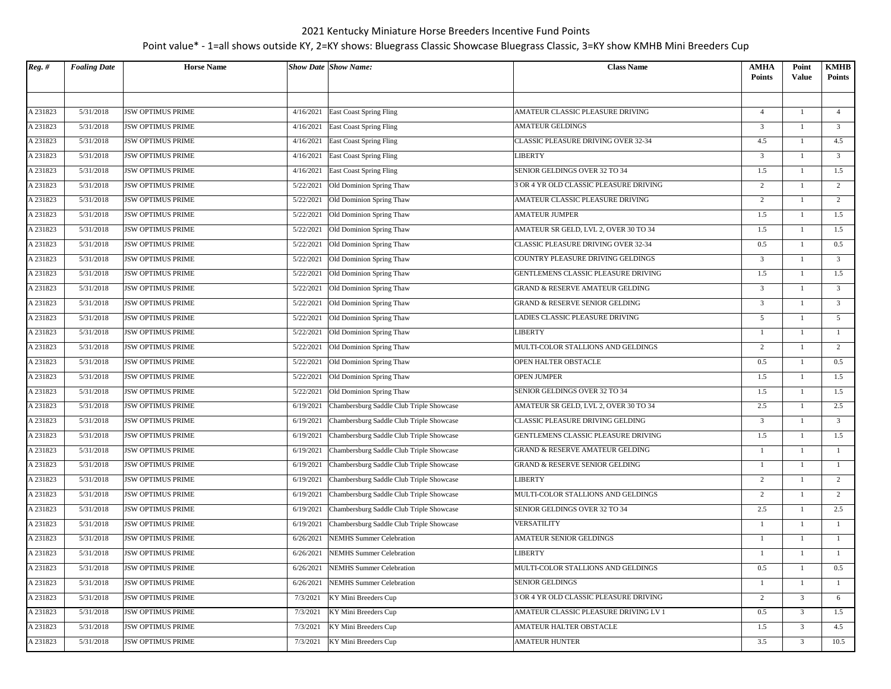2021 Kentucky Miniature Horse Breeders Incentive Fund Points

Point value* - 1=all shows outside KY, 2=KY shows: Bluegrass Classic Showcase Bluegrass Classic, 3=KY show KMHB Mini Breeders Cup

| *Reg. #* | *Foaling Date* | **Horse Name** | *Show Date* | *Show Name:* | **Class Name** | **AMHA Points** | **Point Value** | **KMHB Points** |
|---|---|---|---|---|---|---|---|---|
| | | | | | | | | |
| A 231823 | 5/31/2018 | JSW OPTIMUS PRIME | 4/16/2021 | East Coast Spring Fling | AMATEUR CLASSIC PLEASURE DRIVING | 4 | 1 | 4 |
| A 231823 | 5/31/2018 | JSW OPTIMUS PRIME | 4/16/2021 | East Coast Spring Fling | AMATEUR GELDINGS | 3 | 1 | 3 |
| A 231823 | 5/31/2018 | JSW OPTIMUS PRIME | 4/16/2021 | East Coast Spring Fling | CLASSIC PLEASURE DRIVING OVER 32-34 | 4.5 | 1 | 4.5 |
| A 231823 | 5/31/2018 | JSW OPTIMUS PRIME | 4/16/2021 | East Coast Spring Fling | LIBERTY | 3 | 1 | 3 |
| A 231823 | 5/31/2018 | JSW OPTIMUS PRIME | 4/16/2021 | East Coast Spring Fling | SENIOR GELDINGS OVER 32 TO 34 | 1.5 | 1 | 1.5 |
| A 231823 | 5/31/2018 | JSW OPTIMUS PRIME | 5/22/2021 | Old Dominion Spring Thaw | 3 OR 4 YR OLD CLASSIC PLEASURE DRIVING | 2 | 1 | 2 |
| A 231823 | 5/31/2018 | JSW OPTIMUS PRIME | 5/22/2021 | Old Dominion Spring Thaw | AMATEUR CLASSIC PLEASURE DRIVING | 2 | 1 | 2 |
| A 231823 | 5/31/2018 | JSW OPTIMUS PRIME | 5/22/2021 | Old Dominion Spring Thaw | AMATEUR JUMPER | 1.5 | 1 | 1.5 |
| A 231823 | 5/31/2018 | JSW OPTIMUS PRIME | 5/22/2021 | Old Dominion Spring Thaw | AMATEUR SR GELD, LVL 2, OVER 30 TO 34 | 1.5 | 1 | 1.5 |
| A 231823 | 5/31/2018 | JSW OPTIMUS PRIME | 5/22/2021 | Old Dominion Spring Thaw | CLASSIC PLEASURE DRIVING OVER 32-34 | 0.5 | 1 | 0.5 |
| A 231823 | 5/31/2018 | JSW OPTIMUS PRIME | 5/22/2021 | Old Dominion Spring Thaw | COUNTRY PLEASURE DRIVING GELDINGS | 3 | 1 | 3 |
| A 231823 | 5/31/2018 | JSW OPTIMUS PRIME | 5/22/2021 | Old Dominion Spring Thaw | GENTLEMENS CLASSIC PLEASURE DRIVING | 1.5 | 1 | 1.5 |
| A 231823 | 5/31/2018 | JSW OPTIMUS PRIME | 5/22/2021 | Old Dominion Spring Thaw | GRAND & RESERVE AMATEUR GELDING | 3 | 1 | 3 |
| A 231823 | 5/31/2018 | JSW OPTIMUS PRIME | 5/22/2021 | Old Dominion Spring Thaw | GRAND & RESERVE SENIOR GELDING | 3 | 1 | 3 |
| A 231823 | 5/31/2018 | JSW OPTIMUS PRIME | 5/22/2021 | Old Dominion Spring Thaw | LADIES CLASSIC PLEASURE DRIVING | 5 | 1 | 5 |
| A 231823 | 5/31/2018 | JSW OPTIMUS PRIME | 5/22/2021 | Old Dominion Spring Thaw | LIBERTY | 1 | 1 | 1 |
| A 231823 | 5/31/2018 | JSW OPTIMUS PRIME | 5/22/2021 | Old Dominion Spring Thaw | MULTI-COLOR STALLIONS AND GELDINGS | 2 | 1 | 2 |
| A 231823 | 5/31/2018 | JSW OPTIMUS PRIME | 5/22/2021 | Old Dominion Spring Thaw | OPEN HALTER OBSTACLE | 0.5 | 1 | 0.5 |
| A 231823 | 5/31/2018 | JSW OPTIMUS PRIME | 5/22/2021 | Old Dominion Spring Thaw | OPEN JUMPER | 1.5 | 1 | 1.5 |
| A 231823 | 5/31/2018 | JSW OPTIMUS PRIME | 5/22/2021 | Old Dominion Spring Thaw | SENIOR GELDINGS OVER 32 TO 34 | 1.5 | 1 | 1.5 |
| A 231823 | 5/31/2018 | JSW OPTIMUS PRIME | 6/19/2021 | Chambersburg Saddle Club Triple Showcase | AMATEUR SR GELD, LVL 2, OVER 30 TO 34 | 2.5 | 1 | 2.5 |
| A 231823 | 5/31/2018 | JSW OPTIMUS PRIME | 6/19/2021 | Chambersburg Saddle Club Triple Showcase | CLASSIC PLEASURE DRIVING GELDING | 3 | 1 | 3 |
| A 231823 | 5/31/2018 | JSW OPTIMUS PRIME | 6/19/2021 | Chambersburg Saddle Club Triple Showcase | GENTLEMENS CLASSIC PLEASURE DRIVING | 1.5 | 1 | 1.5 |
| A 231823 | 5/31/2018 | JSW OPTIMUS PRIME | 6/19/2021 | Chambersburg Saddle Club Triple Showcase | GRAND & RESERVE AMATEUR GELDING | 1 | 1 | 1 |
| A 231823 | 5/31/2018 | JSW OPTIMUS PRIME | 6/19/2021 | Chambersburg Saddle Club Triple Showcase | GRAND & RESERVE SENIOR GELDING | 1 | 1 | 1 |
| A 231823 | 5/31/2018 | JSW OPTIMUS PRIME | 6/19/2021 | Chambersburg Saddle Club Triple Showcase | LIBERTY | 2 | 1 | 2 |
| A 231823 | 5/31/2018 | JSW OPTIMUS PRIME | 6/19/2021 | Chambersburg Saddle Club Triple Showcase | MULTI-COLOR STALLIONS AND GELDINGS | 2 | 1 | 2 |
| A 231823 | 5/31/2018 | JSW OPTIMUS PRIME | 6/19/2021 | Chambersburg Saddle Club Triple Showcase | SENIOR GELDINGS OVER 32 TO 34 | 2.5 | 1 | 2.5 |
| A 231823 | 5/31/2018 | JSW OPTIMUS PRIME | 6/19/2021 | Chambersburg Saddle Club Triple Showcase | VERSATILITY | 1 | 1 | 1 |
| A 231823 | 5/31/2018 | JSW OPTIMUS PRIME | 6/26/2021 | NEMHS Summer Celebration | AMATEUR SENIOR GELDINGS | 1 | 1 | 1 |
| A 231823 | 5/31/2018 | JSW OPTIMUS PRIME | 6/26/2021 | NEMHS Summer Celebration | LIBERTY | 1 | 1 | 1 |
| A 231823 | 5/31/2018 | JSW OPTIMUS PRIME | 6/26/2021 | NEMHS Summer Celebration | MULTI-COLOR STALLIONS AND GELDINGS | 0.5 | 1 | 0.5 |
| A 231823 | 5/31/2018 | JSW OPTIMUS PRIME | 6/26/2021 | NEMHS Summer Celebration | SENIOR GELDINGS | 1 | 1 | 1 |
| A 231823 | 5/31/2018 | JSW OPTIMUS PRIME | 7/3/2021 | KY Mini Breeders Cup | 3 OR 4 YR OLD CLASSIC PLEASURE DRIVING | 2 | 3 | 6 |
| A 231823 | 5/31/2018 | JSW OPTIMUS PRIME | 7/3/2021 | KY Mini Breeders Cup | AMATEUR CLASSIC PLEASURE DRIVING LV 1 | 0.5 | 3 | 1.5 |
| A 231823 | 5/31/2018 | JSW OPTIMUS PRIME | 7/3/2021 | KY Mini Breeders Cup | AMATEUR HALTER OBSTACLE | 1.5 | 3 | 4.5 |
| A 231823 | 5/31/2018 | JSW OPTIMUS PRIME | 7/3/2021 | KY Mini Breeders Cup | AMATEUR HUNTER | 3.5 | 3 | 10.5 |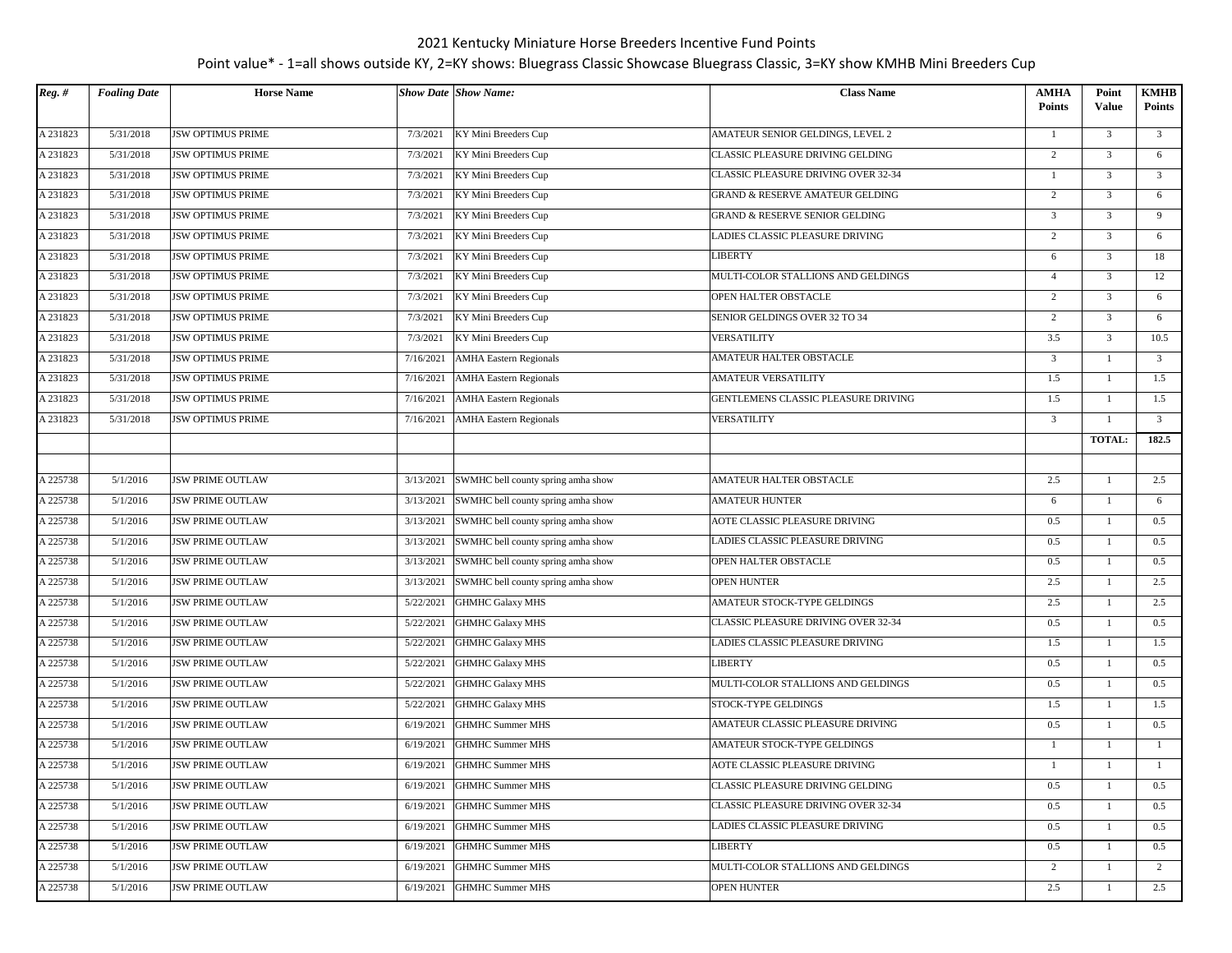2021 Kentucky Miniature Horse Breeders Incentive Fund Points

Point value* - 1=all shows outside KY, 2=KY shows: Bluegrass Classic Showcase Bluegrass Classic, 3=KY show KMHB Mini Breeders Cup

| Reg. # | Foaling Date | Horse Name | Show Date | Show Name: | Class Name | AMHA Points | Point Value | KMHB Points |
|---|---|---|---|---|---|---|---|---|
| A 231823 | 5/31/2018 | JSW OPTIMUS PRIME | 7/3/2021 | KY Mini Breeders Cup | AMATEUR SENIOR GELDINGS, LEVEL 2 | 1 | 3 | 3 |
| A 231823 | 5/31/2018 | JSW OPTIMUS PRIME | 7/3/2021 | KY Mini Breeders Cup | CLASSIC PLEASURE DRIVING GELDING | 2 | 3 | 6 |
| A 231823 | 5/31/2018 | JSW OPTIMUS PRIME | 7/3/2021 | KY Mini Breeders Cup | CLASSIC PLEASURE DRIVING OVER 32-34 | 1 | 3 | 3 |
| A 231823 | 5/31/2018 | JSW OPTIMUS PRIME | 7/3/2021 | KY Mini Breeders Cup | GRAND & RESERVE AMATEUR GELDING | 2 | 3 | 6 |
| A 231823 | 5/31/2018 | JSW OPTIMUS PRIME | 7/3/2021 | KY Mini Breeders Cup | GRAND & RESERVE SENIOR GELDING | 3 | 3 | 9 |
| A 231823 | 5/31/2018 | JSW OPTIMUS PRIME | 7/3/2021 | KY Mini Breeders Cup | LADIES CLASSIC PLEASURE DRIVING | 2 | 3 | 6 |
| A 231823 | 5/31/2018 | JSW OPTIMUS PRIME | 7/3/2021 | KY Mini Breeders Cup | LIBERTY | 6 | 3 | 18 |
| A 231823 | 5/31/2018 | JSW OPTIMUS PRIME | 7/3/2021 | KY Mini Breeders Cup | MULTI-COLOR STALLIONS AND GELDINGS | 4 | 3 | 12 |
| A 231823 | 5/31/2018 | JSW OPTIMUS PRIME | 7/3/2021 | KY Mini Breeders Cup | OPEN HALTER OBSTACLE | 2 | 3 | 6 |
| A 231823 | 5/31/2018 | JSW OPTIMUS PRIME | 7/3/2021 | KY Mini Breeders Cup | SENIOR GELDINGS OVER 32 TO 34 | 2 | 3 | 6 |
| A 231823 | 5/31/2018 | JSW OPTIMUS PRIME | 7/3/2021 | KY Mini Breeders Cup | VERSATILITY | 3.5 | 3 | 10.5 |
| A 231823 | 5/31/2018 | JSW OPTIMUS PRIME | 7/16/2021 | AMHA Eastern Regionals | AMATEUR HALTER OBSTACLE | 3 | 1 | 3 |
| A 231823 | 5/31/2018 | JSW OPTIMUS PRIME | 7/16/2021 | AMHA Eastern Regionals | AMATEUR VERSATILITY | 1.5 | 1 | 1.5 |
| A 231823 | 5/31/2018 | JSW OPTIMUS PRIME | 7/16/2021 | AMHA Eastern Regionals | GENTLEMENS CLASSIC PLEASURE DRIVING | 1.5 | 1 | 1.5 |
| A 231823 | 5/31/2018 | JSW OPTIMUS PRIME | 7/16/2021 | AMHA Eastern Regionals | VERSATILITY | 3 | 1 | 3 |
| | | | | | | | TOTAL: | 182.5 |
| | | | | | | | | |
| A 225738 | 5/1/2016 | JSW PRIME OUTLAW | 3/13/2021 | SWMHC bell county spring amha show | AMATEUR HALTER OBSTACLE | 2.5 | 1 | 2.5 |
| A 225738 | 5/1/2016 | JSW PRIME OUTLAW | 3/13/2021 | SWMHC bell county spring amha show | AMATEUR HUNTER | 6 | 1 | 6 |
| A 225738 | 5/1/2016 | JSW PRIME OUTLAW | 3/13/2021 | SWMHC bell county spring amha show | AOTE CLASSIC PLEASURE DRIVING | 0.5 | 1 | 0.5 |
| A 225738 | 5/1/2016 | JSW PRIME OUTLAW | 3/13/2021 | SWMHC bell county spring amha show | LADIES CLASSIC PLEASURE DRIVING | 0.5 | 1 | 0.5 |
| A 225738 | 5/1/2016 | JSW PRIME OUTLAW | 3/13/2021 | SWMHC bell county spring amha show | OPEN HALTER OBSTACLE | 0.5 | 1 | 0.5 |
| A 225738 | 5/1/2016 | JSW PRIME OUTLAW | 3/13/2021 | SWMHC bell county spring amha show | OPEN HUNTER | 2.5 | 1 | 2.5 |
| A 225738 | 5/1/2016 | JSW PRIME OUTLAW | 5/22/2021 | GHMHC Galaxy MHS | AMATEUR STOCK-TYPE GELDINGS | 2.5 | 1 | 2.5 |
| A 225738 | 5/1/2016 | JSW PRIME OUTLAW | 5/22/2021 | GHMHC Galaxy MHS | CLASSIC PLEASURE DRIVING OVER 32-34 | 0.5 | 1 | 0.5 |
| A 225738 | 5/1/2016 | JSW PRIME OUTLAW | 5/22/2021 | GHMHC Galaxy MHS | LADIES CLASSIC PLEASURE DRIVING | 1.5 | 1 | 1.5 |
| A 225738 | 5/1/2016 | JSW PRIME OUTLAW | 5/22/2021 | GHMHC Galaxy MHS | LIBERTY | 0.5 | 1 | 0.5 |
| A 225738 | 5/1/2016 | JSW PRIME OUTLAW | 5/22/2021 | GHMHC Galaxy MHS | MULTI-COLOR STALLIONS AND GELDINGS | 0.5 | 1 | 0.5 |
| A 225738 | 5/1/2016 | JSW PRIME OUTLAW | 5/22/2021 | GHMHC Galaxy MHS | STOCK-TYPE GELDINGS | 1.5 | 1 | 1.5 |
| A 225738 | 5/1/2016 | JSW PRIME OUTLAW | 6/19/2021 | GHMHC Summer MHS | AMATEUR CLASSIC PLEASURE DRIVING | 0.5 | 1 | 0.5 |
| A 225738 | 5/1/2016 | JSW PRIME OUTLAW | 6/19/2021 | GHMHC Summer MHS | AMATEUR STOCK-TYPE GELDINGS | 1 | 1 | 1 |
| A 225738 | 5/1/2016 | JSW PRIME OUTLAW | 6/19/2021 | GHMHC Summer MHS | AOTE CLASSIC PLEASURE DRIVING | 1 | 1 | 1 |
| A 225738 | 5/1/2016 | JSW PRIME OUTLAW | 6/19/2021 | GHMHC Summer MHS | CLASSIC PLEASURE DRIVING GELDING | 0.5 | 1 | 0.5 |
| A 225738 | 5/1/2016 | JSW PRIME OUTLAW | 6/19/2021 | GHMHC Summer MHS | CLASSIC PLEASURE DRIVING OVER 32-34 | 0.5 | 1 | 0.5 |
| A 225738 | 5/1/2016 | JSW PRIME OUTLAW | 6/19/2021 | GHMHC Summer MHS | LADIES CLASSIC PLEASURE DRIVING | 0.5 | 1 | 0.5 |
| A 225738 | 5/1/2016 | JSW PRIME OUTLAW | 6/19/2021 | GHMHC Summer MHS | LIBERTY | 0.5 | 1 | 0.5 |
| A 225738 | 5/1/2016 | JSW PRIME OUTLAW | 6/19/2021 | GHMHC Summer MHS | MULTI-COLOR STALLIONS AND GELDINGS | 2 | 1 | 2 |
| A 225738 | 5/1/2016 | JSW PRIME OUTLAW | 6/19/2021 | GHMHC Summer MHS | OPEN HUNTER | 2.5 | 1 | 2.5 |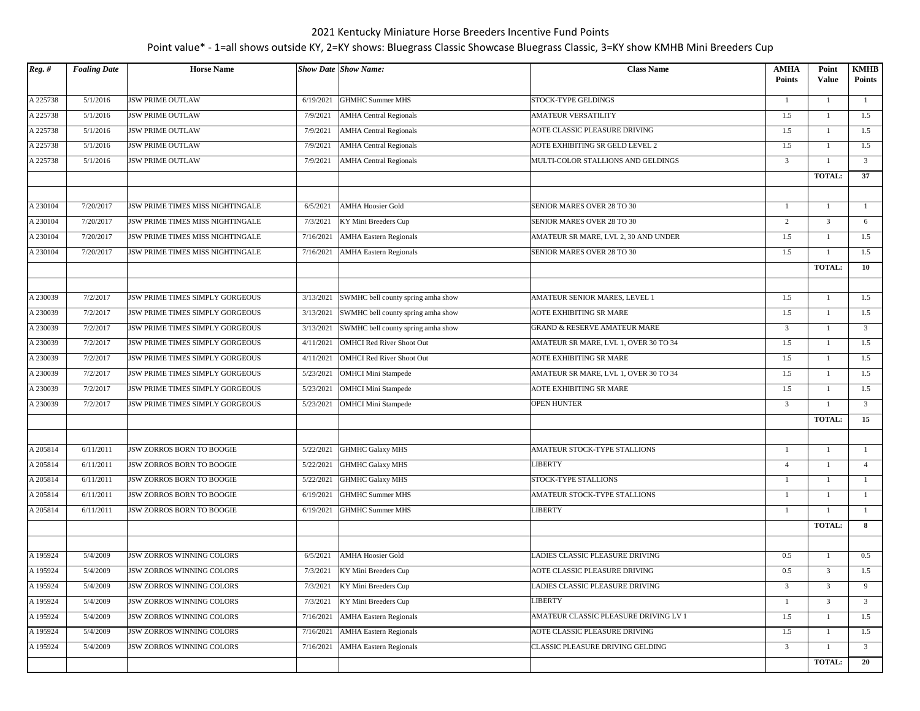# 2021 Kentucky Miniature Horse Breeders Incentive Fund Points

Point value* - 1=all shows outside KY, 2=KY shows: Bluegrass Classic Showcase Bluegrass Classic, 3=KY show KMHB Mini Breeders Cup

| *Reg. #* | *Foaling Date* | Horse Name | *Show Date* | *Show Name:* | Class Name | AMHA Points | Point Value | KMHB Points |
|---|---|---|---|---|---|---|---|---|
| A 225738 | 5/1/2016 | JSW PRIME OUTLAW | 6/19/2021 | GHMHC Summer MHS | STOCK-TYPE GELDINGS | 1 | 1 | 1 |
| A 225738 | 5/1/2016 | JSW PRIME OUTLAW | 7/9/2021 | AMHA Central Regionals | AMATEUR VERSATILITY | 1.5 | 1 | 1.5 |
| A 225738 | 5/1/2016 | JSW PRIME OUTLAW | 7/9/2021 | AMHA Central Regionals | AOTE CLASSIC PLEASURE DRIVING | 1.5 | 1 | 1.5 |
| A 225738 | 5/1/2016 | JSW PRIME OUTLAW | 7/9/2021 | AMHA Central Regionals | AOTE EXHIBITING SR GELD LEVEL 2 | 1.5 | 1 | 1.5 |
| A 225738 | 5/1/2016 | JSW PRIME OUTLAW | 7/9/2021 | AMHA Central Regionals | MULTI-COLOR STALLIONS AND GELDINGS | 3 | 1 | 3 |
| | | | | | | | TOTAL: | 37 |
| | | | | | | | | |
| A 230104 | 7/20/2017 | JSW PRIME TIMES MISS NIGHTINGALE | 6/5/2021 | AMHA Hoosier Gold | SENIOR MARES OVER 28 TO 30 | 1 | 1 | 1 |
| A 230104 | 7/20/2017 | JSW PRIME TIMES MISS NIGHTINGALE | 7/3/2021 | KY Mini Breeders Cup | SENIOR MARES OVER 28 TO 30 | 2 | 3 | 6 |
| A 230104 | 7/20/2017 | JSW PRIME TIMES MISS NIGHTINGALE | 7/16/2021 | AMHA Eastern Regionals | AMATEUR SR MARE, LVL 2, 30 AND UNDER | 1.5 | 1 | 1.5 |
| A 230104 | 7/20/2017 | JSW PRIME TIMES MISS NIGHTINGALE | 7/16/2021 | AMHA Eastern Regionals | SENIOR MARES OVER 28 TO 30 | 1.5 | 1 | 1.5 |
| | | | | | | | TOTAL: | 10 |
| | | | | | | | | |
| A 230039 | 7/2/2017 | JSW PRIME TIMES SIMPLY GORGEOUS | 3/13/2021 | SWMHC bell county spring amha show | AMATEUR SENIOR MARES, LEVEL 1 | 1.5 | 1 | 1.5 |
| A 230039 | 7/2/2017 | JSW PRIME TIMES SIMPLY GORGEOUS | 3/13/2021 | SWMHC bell county spring amha show | AOTE EXHIBITING SR MARE | 1.5 | 1 | 1.5 |
| A 230039 | 7/2/2017 | JSW PRIME TIMES SIMPLY GORGEOUS | 3/13/2021 | SWMHC bell county spring amha show | GRAND & RESERVE AMATEUR MARE | 3 | 1 | 3 |
| A 230039 | 7/2/2017 | JSW PRIME TIMES SIMPLY GORGEOUS | 4/11/2021 | OMHCI Red River Shoot Out | AMATEUR SR MARE, LVL 1, OVER 30 TO 34 | 1.5 | 1 | 1.5 |
| A 230039 | 7/2/2017 | JSW PRIME TIMES SIMPLY GORGEOUS | 4/11/2021 | OMHCI Red River Shoot Out | AOTE EXHIBITING SR MARE | 1.5 | 1 | 1.5 |
| A 230039 | 7/2/2017 | JSW PRIME TIMES SIMPLY GORGEOUS | 5/23/2021 | OMHCI Mini Stampede | AMATEUR SR MARE, LVL 1, OVER 30 TO 34 | 1.5 | 1 | 1.5 |
| A 230039 | 7/2/2017 | JSW PRIME TIMES SIMPLY GORGEOUS | 5/23/2021 | OMHCI Mini Stampede | AOTE EXHIBITING SR MARE | 1.5 | 1 | 1.5 |
| A 230039 | 7/2/2017 | JSW PRIME TIMES SIMPLY GORGEOUS | 5/23/2021 | OMHCI Mini Stampede | OPEN HUNTER | 3 | 1 | 3 |
| | | | | | | | TOTAL: | 15 |
| | | | | | | | | |
| A 205814 | 6/11/2011 | JSW ZORROS BORN TO BOOGIE | 5/22/2021 | GHMHC Galaxy MHS | AMATEUR STOCK-TYPE STALLIONS | 1 | 1 | 1 |
| A 205814 | 6/11/2011 | JSW ZORROS BORN TO BOOGIE | 5/22/2021 | GHMHC Galaxy MHS | LIBERTY | 4 | 1 | 4 |
| A 205814 | 6/11/2011 | JSW ZORROS BORN TO BOOGIE | 5/22/2021 | GHMHC Galaxy MHS | STOCK-TYPE STALLIONS | 1 | 1 | 1 |
| A 205814 | 6/11/2011 | JSW ZORROS BORN TO BOOGIE | 6/19/2021 | GHMHC Summer MHS | AMATEUR STOCK-TYPE STALLIONS | 1 | 1 | 1 |
| A 205814 | 6/11/2011 | JSW ZORROS BORN TO BOOGIE | 6/19/2021 | GHMHC Summer MHS | LIBERTY | 1 | 1 | 1 |
| | | | | | | | TOTAL: | 8 |
| | | | | | | | | |
| A 195924 | 5/4/2009 | JSW ZORROS WINNING COLORS | 6/5/2021 | AMHA Hoosier Gold | LADIES CLASSIC PLEASURE DRIVING | 0.5 | 1 | 0.5 |
| A 195924 | 5/4/2009 | JSW ZORROS WINNING COLORS | 7/3/2021 | KY Mini Breeders Cup | AOTE CLASSIC PLEASURE DRIVING | 0.5 | 3 | 1.5 |
| A 195924 | 5/4/2009 | JSW ZORROS WINNING COLORS | 7/3/2021 | KY Mini Breeders Cup | LADIES CLASSIC PLEASURE DRIVING | 3 | 3 | 9 |
| A 195924 | 5/4/2009 | JSW ZORROS WINNING COLORS | 7/3/2021 | KY Mini Breeders Cup | LIBERTY | 1 | 3 | 3 |
| A 195924 | 5/4/2009 | JSW ZORROS WINNING COLORS | 7/16/2021 | AMHA Eastern Regionals | AMATEUR CLASSIC PLEASURE DRIVING LV 1 | 1.5 | 1 | 1.5 |
| A 195924 | 5/4/2009 | JSW ZORROS WINNING COLORS | 7/16/2021 | AMHA Eastern Regionals | AOTE CLASSIC PLEASURE DRIVING | 1.5 | 1 | 1.5 |
| A 195924 | 5/4/2009 | JSW ZORROS WINNING COLORS | 7/16/2021 | AMHA Eastern Regionals | CLASSIC PLEASURE DRIVING GELDING | 3 | 1 | 3 |
| | | | | | | | TOTAL: | 20 |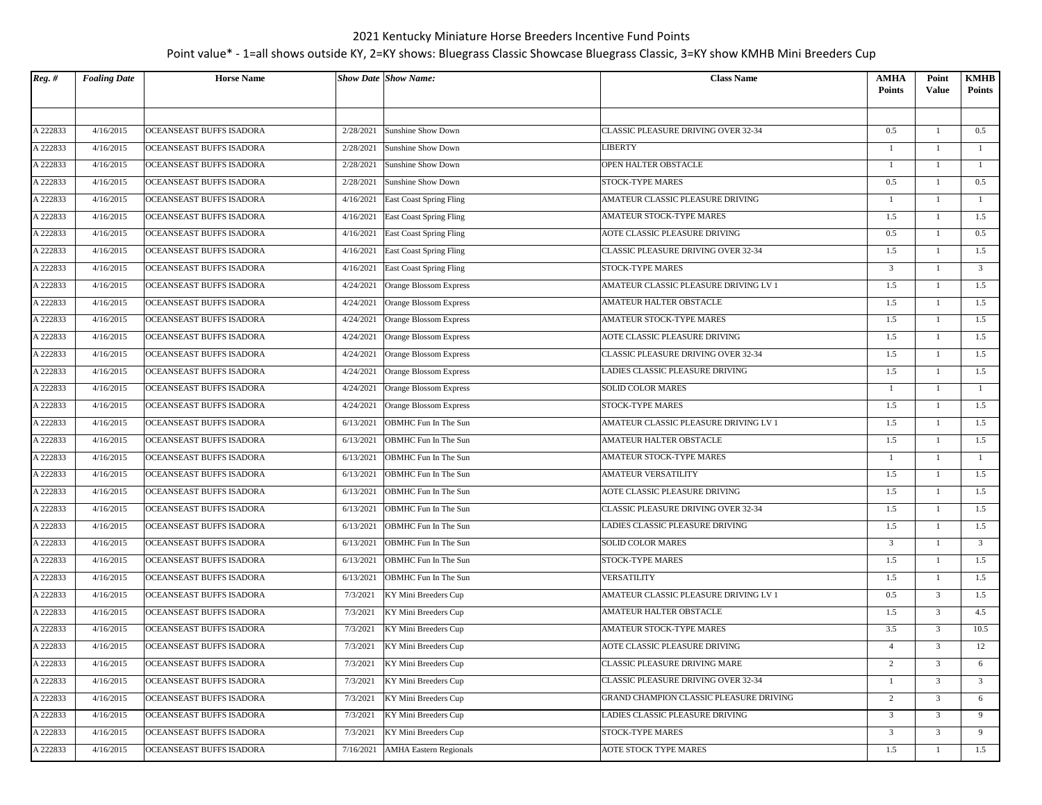2021 Kentucky Miniature Horse Breeders Incentive Fund Points

Point value* - 1=all shows outside KY, 2=KY shows: Bluegrass Classic Showcase Bluegrass Classic, 3=KY show KMHB Mini Breeders Cup

| Reg. # | Foaling Date | Horse Name | Show Date | Show Name: | Class Name | AMHA Points | Point Value | KMHB Points |
|---|---|---|---|---|---|---|---|---|
| | | | | | | | | |
| A 222833 | 4/16/2015 | OCEANSEAST BUFFS ISADORA | 2/28/2021 | Sunshine Show Down | CLASSIC PLEASURE DRIVING OVER 32-34 | 0.5 | 1 | 0.5 |
| A 222833 | 4/16/2015 | OCEANSEAST BUFFS ISADORA | 2/28/2021 | Sunshine Show Down | LIBERTY | 1 | 1 | 1 |
| A 222833 | 4/16/2015 | OCEANSEAST BUFFS ISADORA | 2/28/2021 | Sunshine Show Down | OPEN HALTER OBSTACLE | 1 | 1 | 1 |
| A 222833 | 4/16/2015 | OCEANSEAST BUFFS ISADORA | 2/28/2021 | Sunshine Show Down | STOCK-TYPE MARES | 0.5 | 1 | 0.5 |
| A 222833 | 4/16/2015 | OCEANSEAST BUFFS ISADORA | 4/16/2021 | East Coast Spring Fling | AMATEUR CLASSIC PLEASURE DRIVING | 1 | 1 | 1 |
| A 222833 | 4/16/2015 | OCEANSEAST BUFFS ISADORA | 4/16/2021 | East Coast Spring Fling | AMATEUR STOCK-TYPE MARES | 1.5 | 1 | 1.5 |
| A 222833 | 4/16/2015 | OCEANSEAST BUFFS ISADORA | 4/16/2021 | East Coast Spring Fling | AOTE CLASSIC PLEASURE DRIVING | 0.5 | 1 | 0.5 |
| A 222833 | 4/16/2015 | OCEANSEAST BUFFS ISADORA | 4/16/2021 | East Coast Spring Fling | CLASSIC PLEASURE DRIVING OVER 32-34 | 1.5 | 1 | 1.5 |
| A 222833 | 4/16/2015 | OCEANSEAST BUFFS ISADORA | 4/16/2021 | East Coast Spring Fling | STOCK-TYPE MARES | 3 | 1 | 3 |
| A 222833 | 4/16/2015 | OCEANSEAST BUFFS ISADORA | 4/24/2021 | Orange Blossom Express | AMATEUR CLASSIC PLEASURE DRIVING LV 1 | 1.5 | 1 | 1.5 |
| A 222833 | 4/16/2015 | OCEANSEAST BUFFS ISADORA | 4/24/2021 | Orange Blossom Express | AMATEUR HALTER OBSTACLE | 1.5 | 1 | 1.5 |
| A 222833 | 4/16/2015 | OCEANSEAST BUFFS ISADORA | 4/24/2021 | Orange Blossom Express | AMATEUR STOCK-TYPE MARES | 1.5 | 1 | 1.5 |
| A 222833 | 4/16/2015 | OCEANSEAST BUFFS ISADORA | 4/24/2021 | Orange Blossom Express | AOTE CLASSIC PLEASURE DRIVING | 1.5 | 1 | 1.5 |
| A 222833 | 4/16/2015 | OCEANSEAST BUFFS ISADORA | 4/24/2021 | Orange Blossom Express | CLASSIC PLEASURE DRIVING OVER 32-34 | 1.5 | 1 | 1.5 |
| A 222833 | 4/16/2015 | OCEANSEAST BUFFS ISADORA | 4/24/2021 | Orange Blossom Express | LADIES CLASSIC PLEASURE DRIVING | 1.5 | 1 | 1.5 |
| A 222833 | 4/16/2015 | OCEANSEAST BUFFS ISADORA | 4/24/2021 | Orange Blossom Express | SOLID COLOR MARES | 1 | 1 | 1 |
| A 222833 | 4/16/2015 | OCEANSEAST BUFFS ISADORA | 4/24/2021 | Orange Blossom Express | STOCK-TYPE MARES | 1.5 | 1 | 1.5 |
| A 222833 | 4/16/2015 | OCEANSEAST BUFFS ISADORA | 6/13/2021 | OBMHC Fun In The Sun | AMATEUR CLASSIC PLEASURE DRIVING LV 1 | 1.5 | 1 | 1.5 |
| A 222833 | 4/16/2015 | OCEANSEAST BUFFS ISADORA | 6/13/2021 | OBMHC Fun In The Sun | AMATEUR HALTER OBSTACLE | 1.5 | 1 | 1.5 |
| A 222833 | 4/16/2015 | OCEANSEAST BUFFS ISADORA | 6/13/2021 | OBMHC Fun In The Sun | AMATEUR STOCK-TYPE MARES | 1 | 1 | 1 |
| A 222833 | 4/16/2015 | OCEANSEAST BUFFS ISADORA | 6/13/2021 | OBMHC Fun In The Sun | AMATEUR VERSATILITY | 1.5 | 1 | 1.5 |
| A 222833 | 4/16/2015 | OCEANSEAST BUFFS ISADORA | 6/13/2021 | OBMHC Fun In The Sun | AOTE CLASSIC PLEASURE DRIVING | 1.5 | 1 | 1.5 |
| A 222833 | 4/16/2015 | OCEANSEAST BUFFS ISADORA | 6/13/2021 | OBMHC Fun In The Sun | CLASSIC PLEASURE DRIVING OVER 32-34 | 1.5 | 1 | 1.5 |
| A 222833 | 4/16/2015 | OCEANSEAST BUFFS ISADORA | 6/13/2021 | OBMHC Fun In The Sun | LADIES CLASSIC PLEASURE DRIVING | 1.5 | 1 | 1.5 |
| A 222833 | 4/16/2015 | OCEANSEAST BUFFS ISADORA | 6/13/2021 | OBMHC Fun In The Sun | SOLID COLOR MARES | 3 | 1 | 3 |
| A 222833 | 4/16/2015 | OCEANSEAST BUFFS ISADORA | 6/13/2021 | OBMHC Fun In The Sun | STOCK-TYPE MARES | 1.5 | 1 | 1.5 |
| A 222833 | 4/16/2015 | OCEANSEAST BUFFS ISADORA | 6/13/2021 | OBMHC Fun In The Sun | VERSATILITY | 1.5 | 1 | 1.5 |
| A 222833 | 4/16/2015 | OCEANSEAST BUFFS ISADORA | 7/3/2021 | KY Mini Breeders Cup | AMATEUR CLASSIC PLEASURE DRIVING LV 1 | 0.5 | 3 | 1.5 |
| A 222833 | 4/16/2015 | OCEANSEAST BUFFS ISADORA | 7/3/2021 | KY Mini Breeders Cup | AMATEUR HALTER OBSTACLE | 1.5 | 3 | 4.5 |
| A 222833 | 4/16/2015 | OCEANSEAST BUFFS ISADORA | 7/3/2021 | KY Mini Breeders Cup | AMATEUR STOCK-TYPE MARES | 3.5 | 3 | 10.5 |
| A 222833 | 4/16/2015 | OCEANSEAST BUFFS ISADORA | 7/3/2021 | KY Mini Breeders Cup | AOTE CLASSIC PLEASURE DRIVING | 4 | 3 | 12 |
| A 222833 | 4/16/2015 | OCEANSEAST BUFFS ISADORA | 7/3/2021 | KY Mini Breeders Cup | CLASSIC PLEASURE DRIVING MARE | 2 | 3 | 6 |
| A 222833 | 4/16/2015 | OCEANSEAST BUFFS ISADORA | 7/3/2021 | KY Mini Breeders Cup | CLASSIC PLEASURE DRIVING OVER 32-34 | 1 | 3 | 3 |
| A 222833 | 4/16/2015 | OCEANSEAST BUFFS ISADORA | 7/3/2021 | KY Mini Breeders Cup | GRAND CHAMPION CLASSIC PLEASURE DRIVING | 2 | 3 | 6 |
| A 222833 | 4/16/2015 | OCEANSEAST BUFFS ISADORA | 7/3/2021 | KY Mini Breeders Cup | LADIES CLASSIC PLEASURE DRIVING | 3 | 3 | 9 |
| A 222833 | 4/16/2015 | OCEANSEAST BUFFS ISADORA | 7/3/2021 | KY Mini Breeders Cup | STOCK-TYPE MARES | 3 | 3 | 9 |
| A 222833 | 4/16/2015 | OCEANSEAST BUFFS ISADORA | 7/16/2021 | AMHA Eastern Regionals | AOTE STOCK TYPE MARES | 1.5 | 1 | 1.5 |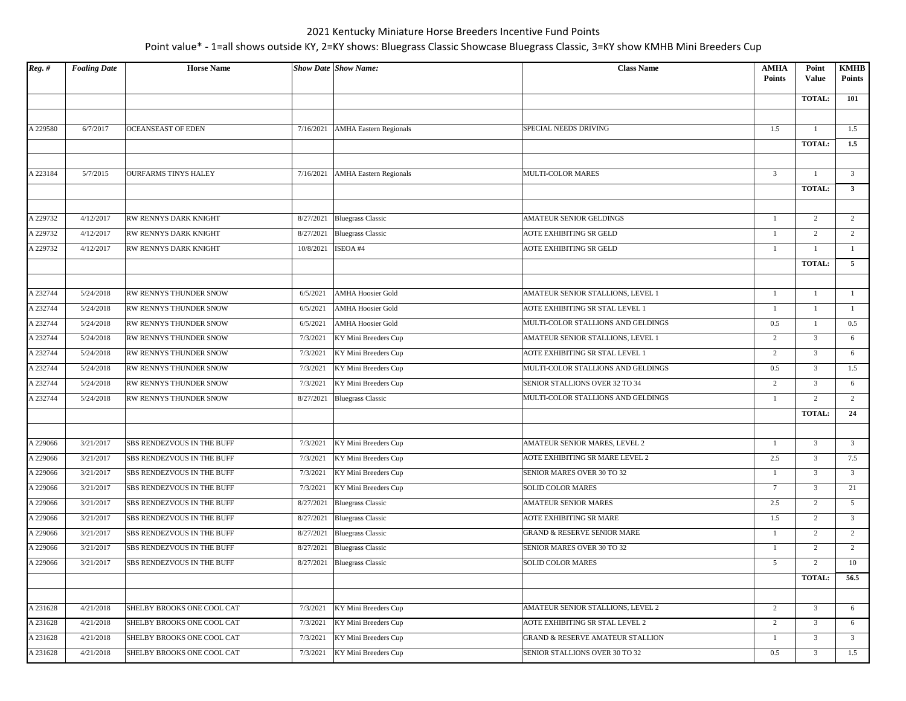## 2021 Kentucky Miniature Horse Breeders Incentive Fund Points

Point value* - 1=all shows outside KY, 2=KY shows: Bluegrass Classic Showcase Bluegrass Classic, 3=KY show KMHB Mini Breeders Cup

| *Reg. #* | *Foaling Date* | Horse Name | *Show Date* | *Show Name:* | Class Name | AMHA Points | Point Value | KMHB Points |
|---|---|---|---|---|---|---|---|---|
| | | | | | | | TOTAL: | 101 |
| | | | | | | | | |
| A 229580 | 6/7/2017 | OCEANSEAST OF EDEN | 7/16/2021 | AMHA Eastern Regionals | SPECIAL NEEDS DRIVING | 1.5 | 1 | 1.5 |
| | | | | | | | TOTAL: | 1.5 |
| | | | | | | | | |
| A 223184 | 5/7/2015 | OURFARMS TINYS HALEY | 7/16/2021 | AMHA Eastern Regionals | MULTI-COLOR MARES | 3 | 1 | 3 |
| | | | | | | | TOTAL: | 3 |
| | | | | | | | | |
| A 229732 | 4/12/2017 | RW RENNYS DARK KNIGHT | 8/27/2021 | Bluegrass Classic | AMATEUR SENIOR GELDINGS | 1 | 2 | 2 |
| A 229732 | 4/12/2017 | RW RENNYS DARK KNIGHT | 8/27/2021 | Bluegrass Classic | AOTE EXHIBITING SR GELD | 1 | 2 | 2 |
| A 229732 | 4/12/2017 | RW RENNYS DARK KNIGHT | 10/8/2021 | ISEOA #4 | AOTE EXHIBITING SR GELD | 1 | 1 | 1 |
| | | | | | | | TOTAL: | 5 |
| | | | | | | | | |
| A 232744 | 5/24/2018 | RW RENNYS THUNDER SNOW | 6/5/2021 | AMHA Hoosier Gold | AMATEUR SENIOR STALLIONS, LEVEL 1 | 1 | 1 | 1 |
| A 232744 | 5/24/2018 | RW RENNYS THUNDER SNOW | 6/5/2021 | AMHA Hoosier Gold | AOTE EXHIBITING SR STAL LEVEL 1 | 1 | 1 | 1 |
| A 232744 | 5/24/2018 | RW RENNYS THUNDER SNOW | 6/5/2021 | AMHA Hoosier Gold | MULTI-COLOR STALLIONS AND GELDINGS | 0.5 | 1 | 0.5 |
| A 232744 | 5/24/2018 | RW RENNYS THUNDER SNOW | 7/3/2021 | KY Mini Breeders Cup | AMATEUR SENIOR STALLIONS, LEVEL 1 | 2 | 3 | 6 |
| A 232744 | 5/24/2018 | RW RENNYS THUNDER SNOW | 7/3/2021 | KY Mini Breeders Cup | AOTE EXHIBITING SR STAL LEVEL 1 | 2 | 3 | 6 |
| A 232744 | 5/24/2018 | RW RENNYS THUNDER SNOW | 7/3/2021 | KY Mini Breeders Cup | MULTI-COLOR STALLIONS AND GELDINGS | 0.5 | 3 | 1.5 |
| A 232744 | 5/24/2018 | RW RENNYS THUNDER SNOW | 7/3/2021 | KY Mini Breeders Cup | SENIOR STALLIONS OVER 32 TO 34 | 2 | 3 | 6 |
| A 232744 | 5/24/2018 | RW RENNYS THUNDER SNOW | 8/27/2021 | Bluegrass Classic | MULTI-COLOR STALLIONS AND GELDINGS | 1 | 2 | 2 |
| | | | | | | | TOTAL: | 24 |
| | | | | | | | | |
| A 229066 | 3/21/2017 | SBS RENDEZVOUS IN THE BUFF | 7/3/2021 | KY Mini Breeders Cup | AMATEUR SENIOR MARES, LEVEL 2 | 1 | 3 | 3 |
| A 229066 | 3/21/2017 | SBS RENDEZVOUS IN THE BUFF | 7/3/2021 | KY Mini Breeders Cup | AOTE EXHIBITING SR MARE LEVEL 2 | 2.5 | 3 | 7.5 |
| A 229066 | 3/21/2017 | SBS RENDEZVOUS IN THE BUFF | 7/3/2021 | KY Mini Breeders Cup | SENIOR MARES OVER 30 TO 32 | 1 | 3 | 3 |
| A 229066 | 3/21/2017 | SBS RENDEZVOUS IN THE BUFF | 7/3/2021 | KY Mini Breeders Cup | SOLID COLOR MARES | 7 | 3 | 21 |
| A 229066 | 3/21/2017 | SBS RENDEZVOUS IN THE BUFF | 8/27/2021 | Bluegrass Classic | AMATEUR SENIOR MARES | 2.5 | 2 | 5 |
| A 229066 | 3/21/2017 | SBS RENDEZVOUS IN THE BUFF | 8/27/2021 | Bluegrass Classic | AOTE EXHIBITING SR MARE | 1.5 | 2 | 3 |
| A 229066 | 3/21/2017 | SBS RENDEZVOUS IN THE BUFF | 8/27/2021 | Bluegrass Classic | GRAND & RESERVE SENIOR MARE | 1 | 2 | 2 |
| A 229066 | 3/21/2017 | SBS RENDEZVOUS IN THE BUFF | 8/27/2021 | Bluegrass Classic | SENIOR MARES OVER 30 TO 32 | 1 | 2 | 2 |
| A 229066 | 3/21/2017 | SBS RENDEZVOUS IN THE BUFF | 8/27/2021 | Bluegrass Classic | SOLID COLOR MARES | 5 | 2 | 10 |
| | | | | | | | TOTAL: | 56.5 |
| | | | | | | | | |
| A 231628 | 4/21/2018 | SHELBY BROOKS ONE COOL CAT | 7/3/2021 | KY Mini Breeders Cup | AMATEUR SENIOR STALLIONS, LEVEL 2 | 2 | 3 | 6 |
| A 231628 | 4/21/2018 | SHELBY BROOKS ONE COOL CAT | 7/3/2021 | KY Mini Breeders Cup | AOTE EXHIBITING SR STAL LEVEL 2 | 2 | 3 | 6 |
| A 231628 | 4/21/2018 | SHELBY BROOKS ONE COOL CAT | 7/3/2021 | KY Mini Breeders Cup | GRAND & RESERVE AMATEUR STALLION | 1 | 3 | 3 |
| A 231628 | 4/21/2018 | SHELBY BROOKS ONE COOL CAT | 7/3/2021 | KY Mini Breeders Cup | SENIOR STALLIONS OVER 30 TO 32 | 0.5 | 3 | 1.5 |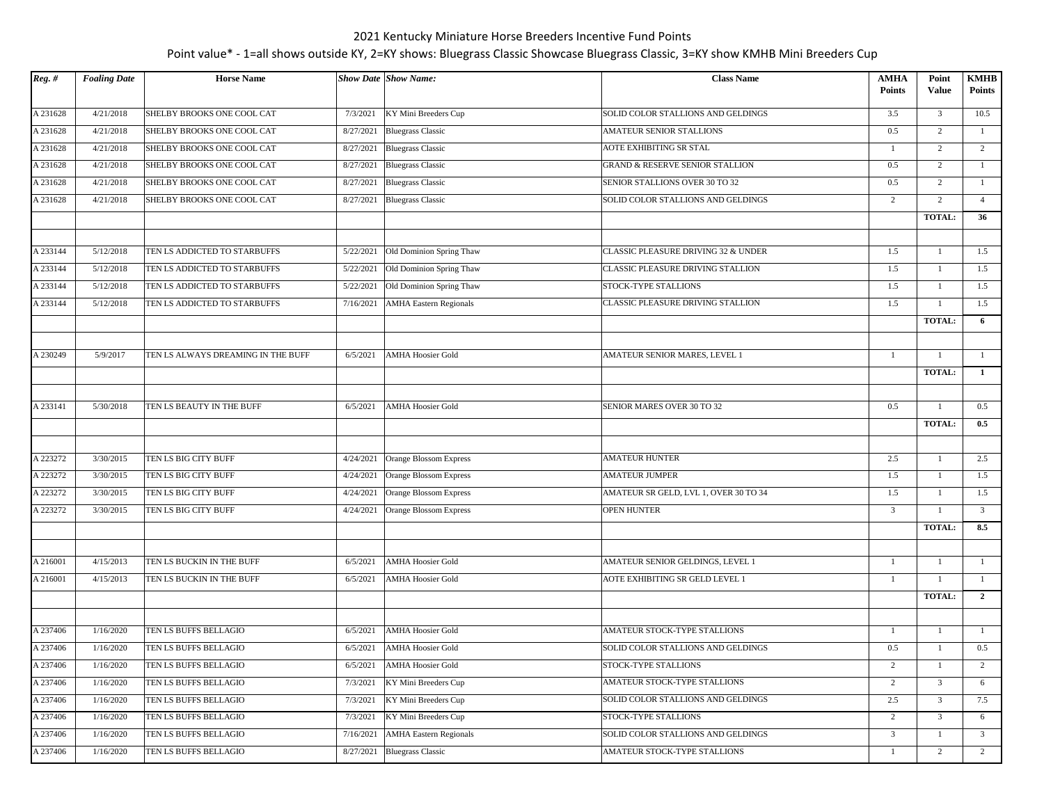2021 Kentucky Miniature Horse Breeders Incentive Fund Points

Point value* - 1=all shows outside KY, 2=KY shows: Bluegrass Classic Showcase Bluegrass Classic, 3=KY show KMHB Mini Breeders Cup

| *Reg. #* | *Foaling Date* | Horse Name | *Show Date* | *Show Name:* | Class Name | AMHA Points | Point Value | KMHB Points |
|---|---|---|---|---|---|---|---|---|
| A 231628 | 4/21/2018 | SHELBY BROOKS ONE COOL CAT | 7/3/2021 | KY Mini Breeders Cup | SOLID COLOR STALLIONS AND GELDINGS | 3.5 | 3 | 10.5 |
| A 231628 | 4/21/2018 | SHELBY BROOKS ONE COOL CAT | 8/27/2021 | Bluegrass Classic | AMATEUR SENIOR STALLIONS | 0.5 | 2 | 1 |
| A 231628 | 4/21/2018 | SHELBY BROOKS ONE COOL CAT | 8/27/2021 | Bluegrass Classic | AOTE EXHIBITING SR STAL | 1 | 2 | 2 |
| A 231628 | 4/21/2018 | SHELBY BROOKS ONE COOL CAT | 8/27/2021 | Bluegrass Classic | GRAND & RESERVE SENIOR STALLION | 0.5 | 2 | 1 |
| A 231628 | 4/21/2018 | SHELBY BROOKS ONE COOL CAT | 8/27/2021 | Bluegrass Classic | SENIOR STALLIONS OVER 30 TO 32 | 0.5 | 2 | 1 |
| A 231628 | 4/21/2018 | SHELBY BROOKS ONE COOL CAT | 8/27/2021 | Bluegrass Classic | SOLID COLOR STALLIONS AND GELDINGS | 2 | 2 | 4 |
| | | | | | | | **TOTAL:** | **36** |
| | | | | | | | | |
| A 233144 | 5/12/2018 | TEN LS ADDICTED TO STARBUFFS | 5/22/2021 | Old Dominion Spring Thaw | CLASSIC PLEASURE DRIVING 32 & UNDER | 1.5 | 1 | 1.5 |
| A 233144 | 5/12/2018 | TEN LS ADDICTED TO STARBUFFS | 5/22/2021 | Old Dominion Spring Thaw | CLASSIC PLEASURE DRIVING STALLION | 1.5 | 1 | 1.5 |
| A 233144 | 5/12/2018 | TEN LS ADDICTED TO STARBUFFS | 5/22/2021 | Old Dominion Spring Thaw | STOCK-TYPE STALLIONS | 1.5 | 1 | 1.5 |
| A 233144 | 5/12/2018 | TEN LS ADDICTED TO STARBUFFS | 7/16/2021 | AMHA Eastern Regionals | CLASSIC PLEASURE DRIVING STALLION | 1.5 | 1 | 1.5 |
| | | | | | | | **TOTAL:** | **6** |
| | | | | | | | | |
| A 230249 | 5/9/2017 | TEN LS ALWAYS DREAMING IN THE BUFF | 6/5/2021 | AMHA Hoosier Gold | AMATEUR SENIOR MARES, LEVEL 1 | 1 | 1 | 1 |
| | | | | | | | **TOTAL:** | **1** |
| | | | | | | | | |
| A 233141 | 5/30/2018 | TEN LS BEAUTY IN THE BUFF | 6/5/2021 | AMHA Hoosier Gold | SENIOR MARES OVER 30 TO 32 | 0.5 | 1 | 0.5 |
| | | | | | | | **TOTAL:** | **0.5** |
| | | | | | | | | |
| A 223272 | 3/30/2015 | TEN LS BIG CITY BUFF | 4/24/2021 | Orange Blossom Express | AMATEUR HUNTER | 2.5 | 1 | 2.5 |
| A 223272 | 3/30/2015 | TEN LS BIG CITY BUFF | 4/24/2021 | Orange Blossom Express | AMATEUR JUMPER | 1.5 | 1 | 1.5 |
| A 223272 | 3/30/2015 | TEN LS BIG CITY BUFF | 4/24/2021 | Orange Blossom Express | AMATEUR SR GELD, LVL 1, OVER 30 TO 34 | 1.5 | 1 | 1.5 |
| A 223272 | 3/30/2015 | TEN LS BIG CITY BUFF | 4/24/2021 | Orange Blossom Express | OPEN HUNTER | 3 | 1 | 3 |
| | | | | | | | **TOTAL:** | **8.5** |
| | | | | | | | | |
| A 216001 | 4/15/2013 | TEN LS BUCKIN IN THE BUFF | 6/5/2021 | AMHA Hoosier Gold | AMATEUR SENIOR GELDINGS, LEVEL 1 | 1 | 1 | 1 |
| A 216001 | 4/15/2013 | TEN LS BUCKIN IN THE BUFF | 6/5/2021 | AMHA Hoosier Gold | AOTE EXHIBITING SR GELD LEVEL 1 | 1 | 1 | 1 |
| | | | | | | | **TOTAL:** | **2** |
| | | | | | | | | |
| A 237406 | 1/16/2020 | TEN LS BUFFS BELLAGIO | 6/5/2021 | AMHA Hoosier Gold | AMATEUR STOCK-TYPE STALLIONS | 1 | 1 | 1 |
| A 237406 | 1/16/2020 | TEN LS BUFFS BELLAGIO | 6/5/2021 | AMHA Hoosier Gold | SOLID COLOR STALLIONS AND GELDINGS | 0.5 | 1 | 0.5 |
| A 237406 | 1/16/2020 | TEN LS BUFFS BELLAGIO | 6/5/2021 | AMHA Hoosier Gold | STOCK-TYPE STALLIONS | 2 | 1 | 2 |
| A 237406 | 1/16/2020 | TEN LS BUFFS BELLAGIO | 7/3/2021 | KY Mini Breeders Cup | AMATEUR STOCK-TYPE STALLIONS | 2 | 3 | 6 |
| A 237406 | 1/16/2020 | TEN LS BUFFS BELLAGIO | 7/3/2021 | KY Mini Breeders Cup | SOLID COLOR STALLIONS AND GELDINGS | 2.5 | 3 | 7.5 |
| A 237406 | 1/16/2020 | TEN LS BUFFS BELLAGIO | 7/3/2021 | KY Mini Breeders Cup | STOCK-TYPE STALLIONS | 2 | 3 | 6 |
| A 237406 | 1/16/2020 | TEN LS BUFFS BELLAGIO | 7/16/2021 | AMHA Eastern Regionals | SOLID COLOR STALLIONS AND GELDINGS | 3 | 1 | 3 |
| A 237406 | 1/16/2020 | TEN LS BUFFS BELLAGIO | 8/27/2021 | Bluegrass Classic | AMATEUR STOCK-TYPE STALLIONS | 1 | 2 | 2 |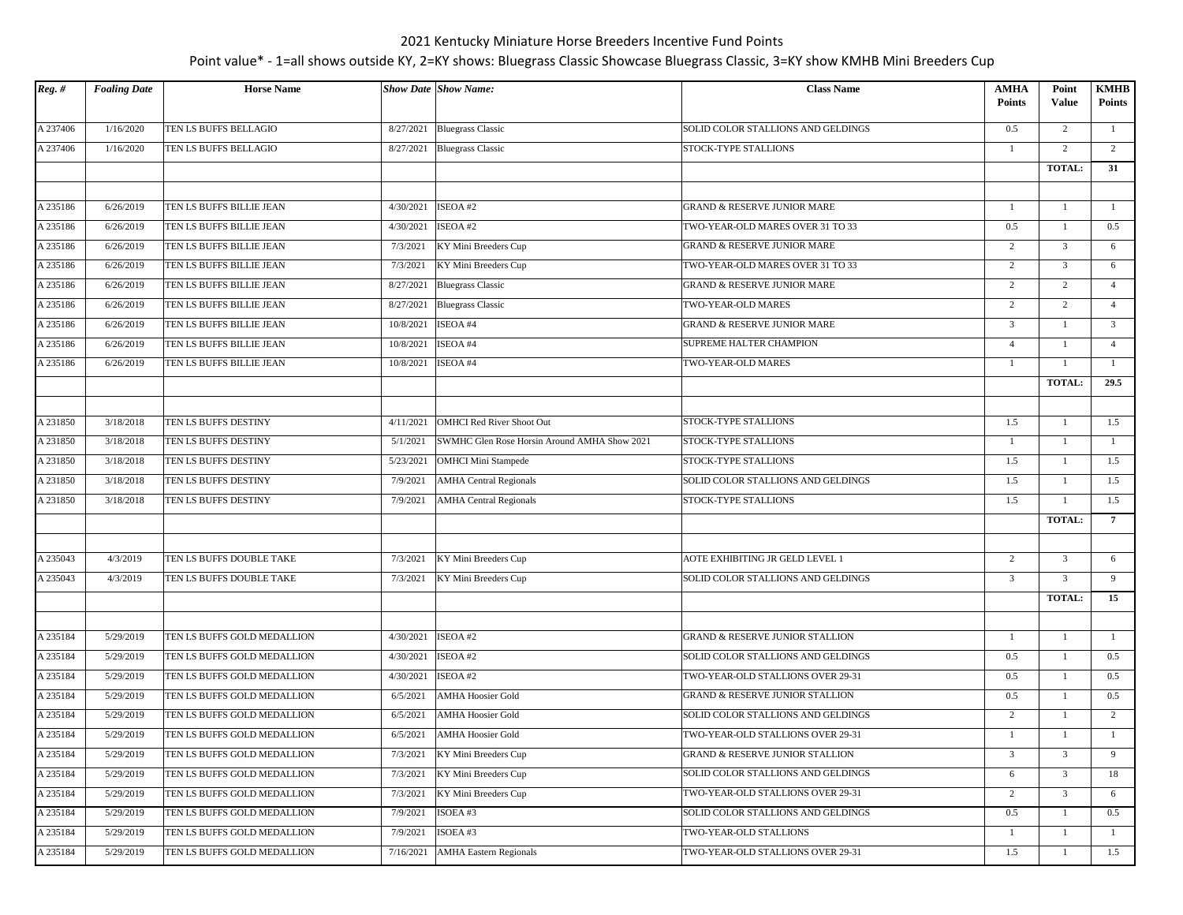2021 Kentucky Miniature Horse Breeders Incentive Fund Points

Point value* - 1=all shows outside KY, 2=KY shows: Bluegrass Classic Showcase Bluegrass Classic, 3=KY show KMHB Mini Breeders Cup

| *Reg. #* | *Foaling Date* | Horse Name | *Show Date* | *Show Name:* | Class Name | AMHA Points | Point Value | KMHB Points |
|---|---|---|---|---|---|---|---|---|
| A 237406 | 1/16/2020 | TEN LS BUFFS BELLAGIO | 8/27/2021 | Bluegrass Classic | SOLID COLOR STALLIONS AND GELDINGS | 0.5 | 2 | 1 |
| A 237406 | 1/16/2020 | TEN LS BUFFS BELLAGIO | 8/27/2021 | Bluegrass Classic | STOCK-TYPE STALLIONS | 1 | 2 | 2 |
| | | | | | | | TOTAL: | 31 |
| | | | | | | | | |
| A 235186 | 6/26/2019 | TEN LS BUFFS BILLIE JEAN | 4/30/2021 | ISEOA #2 | GRAND & RESERVE JUNIOR MARE | 1 | 1 | 1 |
| A 235186 | 6/26/2019 | TEN LS BUFFS BILLIE JEAN | 4/30/2021 | ISEOA #2 | TWO-YEAR-OLD MARES OVER 31 TO 33 | 0.5 | 1 | 0.5 |
| A 235186 | 6/26/2019 | TEN LS BUFFS BILLIE JEAN | 7/3/2021 | KY Mini Breeders Cup | GRAND & RESERVE JUNIOR MARE | 2 | 3 | 6 |
| A 235186 | 6/26/2019 | TEN LS BUFFS BILLIE JEAN | 7/3/2021 | KY Mini Breeders Cup | TWO-YEAR-OLD MARES OVER 31 TO 33 | 2 | 3 | 6 |
| A 235186 | 6/26/2019 | TEN LS BUFFS BILLIE JEAN | 8/27/2021 | Bluegrass Classic | GRAND & RESERVE JUNIOR MARE | 2 | 2 | 4 |
| A 235186 | 6/26/2019 | TEN LS BUFFS BILLIE JEAN | 8/27/2021 | Bluegrass Classic | TWO-YEAR-OLD MARES | 2 | 2 | 4 |
| A 235186 | 6/26/2019 | TEN LS BUFFS BILLIE JEAN | 10/8/2021 | ISEOA #4 | GRAND & RESERVE JUNIOR MARE | 3 | 1 | 3 |
| A 235186 | 6/26/2019 | TEN LS BUFFS BILLIE JEAN | 10/8/2021 | ISEOA #4 | SUPREME HALTER CHAMPION | 4 | 1 | 4 |
| A 235186 | 6/26/2019 | TEN LS BUFFS BILLIE JEAN | 10/8/2021 | ISEOA #4 | TWO-YEAR-OLD MARES | 1 | 1 | 1 |
| | | | | | | | TOTAL: | 29.5 |
| | | | | | | | | |
| A 231850 | 3/18/2018 | TEN LS BUFFS DESTINY | 4/11/2021 | OMHCI Red River Shoot Out | STOCK-TYPE STALLIONS | 1.5 | 1 | 1.5 |
| A 231850 | 3/18/2018 | TEN LS BUFFS DESTINY | 5/1/2021 | SWMHC Glen Rose Horsin Around AMHA Show 2021 | STOCK-TYPE STALLIONS | 1 | 1 | 1 |
| A 231850 | 3/18/2018 | TEN LS BUFFS DESTINY | 5/23/2021 | OMHCI Mini Stampede | STOCK-TYPE STALLIONS | 1.5 | 1 | 1.5 |
| A 231850 | 3/18/2018 | TEN LS BUFFS DESTINY | 7/9/2021 | AMHA Central Regionals | SOLID COLOR STALLIONS AND GELDINGS | 1.5 | 1 | 1.5 |
| A 231850 | 3/18/2018 | TEN LS BUFFS DESTINY | 7/9/2021 | AMHA Central Regionals | STOCK-TYPE STALLIONS | 1.5 | 1 | 1.5 |
| | | | | | | | TOTAL: | 7 |
| | | | | | | | | |
| A 235043 | 4/3/2019 | TEN LS BUFFS DOUBLE TAKE | 7/3/2021 | KY Mini Breeders Cup | AOTE EXHIBITING JR GELD LEVEL 1 | 2 | 3 | 6 |
| A 235043 | 4/3/2019 | TEN LS BUFFS DOUBLE TAKE | 7/3/2021 | KY Mini Breeders Cup | SOLID COLOR STALLIONS AND GELDINGS | 3 | 3 | 9 |
| | | | | | | | TOTAL: | 15 |
| | | | | | | | | |
| A 235184 | 5/29/2019 | TEN LS BUFFS GOLD MEDALLION | 4/30/2021 | ISEOA #2 | GRAND & RESERVE JUNIOR STALLION | 1 | 1 | 1 |
| A 235184 | 5/29/2019 | TEN LS BUFFS GOLD MEDALLION | 4/30/2021 | ISEOA #2 | SOLID COLOR STALLIONS AND GELDINGS | 0.5 | 1 | 0.5 |
| A 235184 | 5/29/2019 | TEN LS BUFFS GOLD MEDALLION | 4/30/2021 | ISEOA #2 | TWO-YEAR-OLD STALLIONS OVER 29-31 | 0.5 | 1 | 0.5 |
| A 235184 | 5/29/2019 | TEN LS BUFFS GOLD MEDALLION | 6/5/2021 | AMHA Hoosier Gold | GRAND & RESERVE JUNIOR STALLION | 0.5 | 1 | 0.5 |
| A 235184 | 5/29/2019 | TEN LS BUFFS GOLD MEDALLION | 6/5/2021 | AMHA Hoosier Gold | SOLID COLOR STALLIONS AND GELDINGS | 2 | 1 | 2 |
| A 235184 | 5/29/2019 | TEN LS BUFFS GOLD MEDALLION | 6/5/2021 | AMHA Hoosier Gold | TWO-YEAR-OLD STALLIONS OVER 29-31 | 1 | 1 | 1 |
| A 235184 | 5/29/2019 | TEN LS BUFFS GOLD MEDALLION | 7/3/2021 | KY Mini Breeders Cup | GRAND & RESERVE JUNIOR STALLION | 3 | 3 | 9 |
| A 235184 | 5/29/2019 | TEN LS BUFFS GOLD MEDALLION | 7/3/2021 | KY Mini Breeders Cup | SOLID COLOR STALLIONS AND GELDINGS | 6 | 3 | 18 |
| A 235184 | 5/29/2019 | TEN LS BUFFS GOLD MEDALLION | 7/3/2021 | KY Mini Breeders Cup | TWO-YEAR-OLD STALLIONS OVER 29-31 | 2 | 3 | 6 |
| A 235184 | 5/29/2019 | TEN LS BUFFS GOLD MEDALLION | 7/9/2021 | ISOEA #3 | SOLID COLOR STALLIONS AND GELDINGS | 0.5 | 1 | 0.5 |
| A 235184 | 5/29/2019 | TEN LS BUFFS GOLD MEDALLION | 7/9/2021 | ISOEA #3 | TWO-YEAR-OLD STALLIONS | 1 | 1 | 1 |
| A 235184 | 5/29/2019 | TEN LS BUFFS GOLD MEDALLION | 7/16/2021 | AMHA Eastern Regionals | TWO-YEAR-OLD STALLIONS OVER 29-31 | 1.5 | 1 | 1.5 |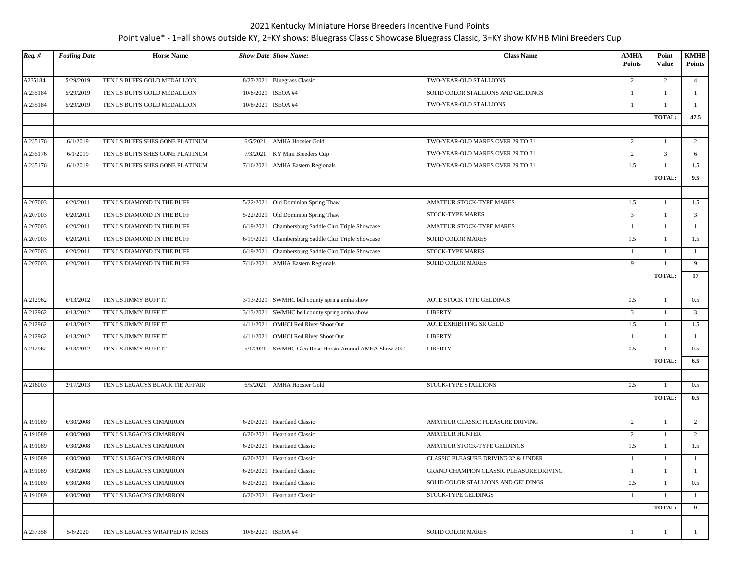2021 Kentucky Miniature Horse Breeders Incentive Fund Points

Point value* - 1=all shows outside KY, 2=KY shows: Bluegrass Classic Showcase Bluegrass Classic, 3=KY show KMHB Mini Breeders Cup

| *Reg. #* | *Foaling Date* | Horse Name | *Show Date* | *Show Name:* | Class Name | AMHA Points | Point Value | KMHB Points |
|---|---|---|---|---|---|---|---|---|
| A235184 | 5/29/2019 | TEN LS BUFFS GOLD MEDALLION | 8/27/2021 | Bluegrass Classic | TWO-YEAR-OLD STALLIONS | 2 | 2 | 4 |
| A 235184 | 5/29/2019 | TEN LS BUFFS GOLD MEDALLION | 10/8/2021 | ISEOA #4 | SOLID COLOR STALLIONS AND GELDINGS | 1 | 1 | 1 |
| A 235184 | 5/29/2019 | TEN LS BUFFS GOLD MEDALLION | 10/8/2021 | ISEOA #4 | TWO-YEAR-OLD STALLIONS | 1 | 1 | 1 |
| | | | | | | | TOTAL: | 47.5 |
| | | | | | | | | |
| A 235176 | 6/1/2019 | TEN LS BUFFS SHES GONE PLATINUM | 6/5/2021 | AMHA Hoosier Gold | TWO-YEAR-OLD MARES OVER 29 TO 31 | 2 | 1 | 2 |
| A 235176 | 6/1/2019 | TEN LS BUFFS SHES GONE PLATINUM | 7/3/2021 | KY Mini Breeders Cup | TWO-YEAR-OLD MARES OVER 29 TO 31 | 2 | 3 | 6 |
| A 235176 | 6/1/2019 | TEN LS BUFFS SHES GONE PLATINUM | 7/16/2021 | AMHA Eastern Regionals | TWO-YEAR-OLD MARES OVER 29 TO 31 | 1.5 | 1 | 1.5 |
| | | | | | | | TOTAL: | 9.5 |
| | | | | | | | | |
| A 207003 | 6/20/2011 | TEN LS DIAMOND IN THE BUFF | 5/22/2021 | Old Dominion Spring Thaw | AMATEUR STOCK-TYPE MARES | 1.5 | 1 | 1.5 |
| A 207003 | 6/20/2011 | TEN LS DIAMOND IN THE BUFF | 5/22/2021 | Old Dominion Spring Thaw | STOCK-TYPE MARES | 3 | 1 | 3 |
| A 207003 | 6/20/2011 | TEN LS DIAMOND IN THE BUFF | 6/19/2021 | Chambersburg Saddle Club Triple Showcase | AMATEUR STOCK-TYPE MARES | 1 | 1 | 1 |
| A 207003 | 6/20/2011 | TEN LS DIAMOND IN THE BUFF | 6/19/2021 | Chambersburg Saddle Club Triple Showcase | SOLID COLOR MARES | 1.5 | 1 | 1.5 |
| A 207003 | 6/20/2011 | TEN LS DIAMOND IN THE BUFF | 6/19/2021 | Chambersburg Saddle Club Triple Showcase | STOCK-TYPE MARES | 1 | 1 | 1 |
| A 207003 | 6/20/2011 | TEN LS DIAMOND IN THE BUFF | 7/16/2021 | AMHA Eastern Regionals | SOLID COLOR MARES | 9 | 1 | 9 |
| | | | | | | | TOTAL: | 17 |
| | | | | | | | | |
| A 212962 | 6/13/2012 | TEN LS JIMMY BUFF IT | 3/13/2021 | SWMHC bell county spring amha show | AOTE STOCK TYPE GELDINGS | 0.5 | 1 | 0.5 |
| A 212962 | 6/13/2012 | TEN LS JIMMY BUFF IT | 3/13/2021 | SWMHC bell county spring amha show | LIBERTY | 3 | 1 | 3 |
| A 212962 | 6/13/2012 | TEN LS JIMMY BUFF IT | 4/11/2021 | OMHCI Red River Shoot Out | AOTE EXHIBITING SR GELD | 1.5 | 1 | 1.5 |
| A 212962 | 6/13/2012 | TEN LS JIMMY BUFF IT | 4/11/2021 | OMHCI Red River Shoot Out | LIBERTY | 1 | 1 | 1 |
| A 212962 | 6/13/2012 | TEN LS JIMMY BUFF IT | 5/1/2021 | SWMHC Glen Rose Horsin Around AMHA Show 2021 | LIBERTY | 0.5 | 1 | 0.5 |
| | | | | | | | TOTAL: | 6.5 |
| | | | | | | | | |
| A 216003 | 2/17/2013 | TEN LS LEGACYS BLACK TIE AFFAIR | 6/5/2021 | AMHA Hoosier Gold | STOCK-TYPE STALLIONS | 0.5 | 1 | 0.5 |
| | | | | | | | TOTAL: | 0.5 |
| | | | | | | | | |
| A 191089 | 6/30/2008 | TEN LS LEGACYS CIMARRON | 6/20/2021 | Heartland Classic | AMATEUR CLASSIC PLEASURE DRIVING | 2 | 1 | 2 |
| A 191089 | 6/30/2008 | TEN LS LEGACYS CIMARRON | 6/20/2021 | Heartland Classic | AMATEUR HUNTER | 2 | 1 | 2 |
| A 191089 | 6/30/2008 | TEN LS LEGACYS CIMARRON | 6/20/2021 | Heartland Classic | AMATEUR STOCK-TYPE GELDINGS | 1.5 | 1 | 1.5 |
| A 191089 | 6/30/2008 | TEN LS LEGACYS CIMARRON | 6/20/2021 | Heartland Classic | CLASSIC PLEASURE DRIVING 32 & UNDER | 1 | 1 | 1 |
| A 191089 | 6/30/2008 | TEN LS LEGACYS CIMARRON | 6/20/2021 | Heartland Classic | GRAND CHAMPION CLASSIC PLEASURE DRIVING | 1 | 1 | 1 |
| A 191089 | 6/30/2008 | TEN LS LEGACYS CIMARRON | 6/20/2021 | Heartland Classic | SOLID COLOR STALLIONS AND GELDINGS | 0.5 | 1 | 0.5 |
| A 191089 | 6/30/2008 | TEN LS LEGACYS CIMARRON | 6/20/2021 | Heartland Classic | STOCK-TYPE GELDINGS | 1 | 1 | 1 |
| | | | | | | | TOTAL: | 9 |
| | | | | | | | | |
| A 237358 | 5/6/2020 | TEN LS LEGACYS WRAPPED IN ROSES | 10/8/2021 | ISEOA #4 | SOLID COLOR MARES | 1 | 1 | 1 |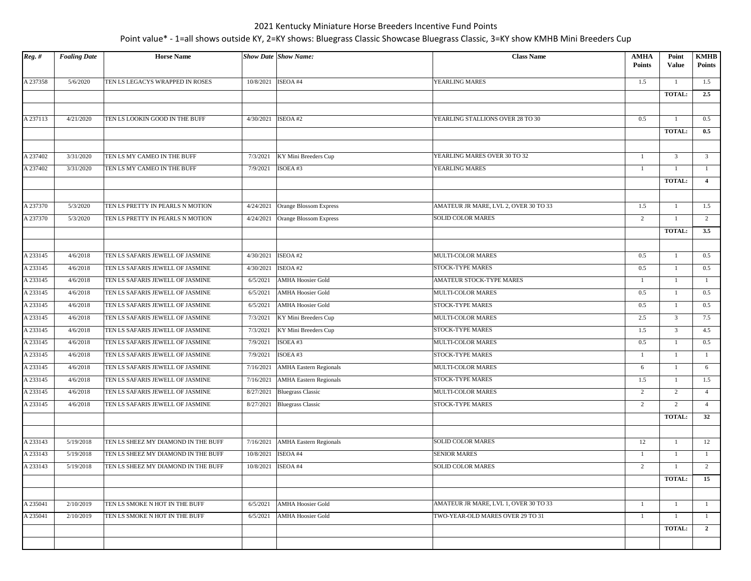2021 Kentucky Miniature Horse Breeders Incentive Fund Points

Point value* - 1=all shows outside KY, 2=KY shows: Bluegrass Classic Showcase Bluegrass Classic, 3=KY show KMHB Mini Breeders Cup

| *Reg. #* | *Foaling Date* | Horse Name | *Show Date* | *Show Name:* | Class Name | AMHA Points | Point Value | KMHB Points |
|---|---|---|---|---|---|---|---|---|
| A 237358 | 5/6/2020 | TEN LS LEGACYS WRAPPED IN ROSES | 10/8/2021 | ISEOA #4 | YEARLING MARES | 1.5 | 1 | 1.5 |
| | | | | | | | **TOTAL:** | **2.5** |
| | | | | | | | | |
| A 237113 | 4/21/2020 | TEN LS LOOKIN GOOD IN THE BUFF | 4/30/2021 | ISEOA #2 | YEARLING STALLIONS OVER 28 TO 30 | 0.5 | 1 | 0.5 |
| | | | | | | | **TOTAL:** | **0.5** |
| | | | | | | | | |
| A 237402 | 3/31/2020 | TEN LS MY CAMEO IN THE BUFF | 7/3/2021 | KY Mini Breeders Cup | YEARLING MARES OVER 30 TO 32 | 1 | 3 | 3 |
| A 237402 | 3/31/2020 | TEN LS MY CAMEO IN THE BUFF | 7/9/2021 | ISOEA #3 | YEARLING MARES | 1 | 1 | 1 |
| | | | | | | | **TOTAL:** | **4** |
| | | | | | | | | |
| A 237370 | 5/3/2020 | TEN LS PRETTY IN PEARLS N MOTION | 4/24/2021 | Orange Blossom Express | AMATEUR JR MARE, LVL 2, OVER 30 TO 33 | 1.5 | 1 | 1.5 |
| A 237370 | 5/3/2020 | TEN LS PRETTY IN PEARLS N MOTION | 4/24/2021 | Orange Blossom Express | SOLID COLOR MARES | 2 | 1 | 2 |
| | | | | | | | **TOTAL:** | **3.5** |
| | | | | | | | | |
| A 233145 | 4/6/2018 | TEN LS SAFARIS JEWELL OF JASMINE | 4/30/2021 | ISEOA #2 | MULTI-COLOR MARES | 0.5 | 1 | 0.5 |
| A 233145 | 4/6/2018 | TEN LS SAFARIS JEWELL OF JASMINE | 4/30/2021 | ISEOA #2 | STOCK-TYPE MARES | 0.5 | 1 | 0.5 |
| A 233145 | 4/6/2018 | TEN LS SAFARIS JEWELL OF JASMINE | 6/5/2021 | AMHA Hoosier Gold | AMATEUR STOCK-TYPE MARES | 1 | 1 | 1 |
| A 233145 | 4/6/2018 | TEN LS SAFARIS JEWELL OF JASMINE | 6/5/2021 | AMHA Hoosier Gold | MULTI-COLOR MARES | 0.5 | 1 | 0.5 |
| A 233145 | 4/6/2018 | TEN LS SAFARIS JEWELL OF JASMINE | 6/5/2021 | AMHA Hoosier Gold | STOCK-TYPE MARES | 0.5 | 1 | 0.5 |
| A 233145 | 4/6/2018 | TEN LS SAFARIS JEWELL OF JASMINE | 7/3/2021 | KY Mini Breeders Cup | MULTI-COLOR MARES | 2.5 | 3 | 7.5 |
| A 233145 | 4/6/2018 | TEN LS SAFARIS JEWELL OF JASMINE | 7/3/2021 | KY Mini Breeders Cup | STOCK-TYPE MARES | 1.5 | 3 | 4.5 |
| A 233145 | 4/6/2018 | TEN LS SAFARIS JEWELL OF JASMINE | 7/9/2021 | ISOEA #3 | MULTI-COLOR MARES | 0.5 | 1 | 0.5 |
| A 233145 | 4/6/2018 | TEN LS SAFARIS JEWELL OF JASMINE | 7/9/2021 | ISOEA #3 | STOCK-TYPE MARES | 1 | 1 | 1 |
| A 233145 | 4/6/2018 | TEN LS SAFARIS JEWELL OF JASMINE | 7/16/2021 | AMHA Eastern Regionals | MULTI-COLOR MARES | 6 | 1 | 6 |
| A 233145 | 4/6/2018 | TEN LS SAFARIS JEWELL OF JASMINE | 7/16/2021 | AMHA Eastern Regionals | STOCK-TYPE MARES | 1.5 | 1 | 1.5 |
| A 233145 | 4/6/2018 | TEN LS SAFARIS JEWELL OF JASMINE | 8/27/2021 | Bluegrass Classic | MULTI-COLOR MARES | 2 | 2 | 4 |
| A 233145 | 4/6/2018 | TEN LS SAFARIS JEWELL OF JASMINE | 8/27/2021 | Bluegrass Classic | STOCK-TYPE MARES | 2 | 2 | 4 |
| | | | | | | | **TOTAL:** | **32** |
| | | | | | | | | |
| A 233143 | 5/19/2018 | TEN LS SHEEZ MY DIAMOND IN THE BUFF | 7/16/2021 | AMHA Eastern Regionals | SOLID COLOR MARES | 12 | 1 | 12 |
| A 233143 | 5/19/2018 | TEN LS SHEEZ MY DIAMOND IN THE BUFF | 10/8/2021 | ISEOA #4 | SENIOR MARES | 1 | 1 | 1 |
| A 233143 | 5/19/2018 | TEN LS SHEEZ MY DIAMOND IN THE BUFF | 10/8/2021 | ISEOA #4 | SOLID COLOR MARES | 2 | 1 | 2 |
| | | | | | | | **TOTAL:** | **15** |
| | | | | | | | | |
| A 235041 | 2/10/2019 | TEN LS SMOKE N HOT IN THE BUFF | 6/5/2021 | AMHA Hoosier Gold | AMATEUR JR MARE, LVL 1, OVER 30 TO 33 | 1 | 1 | 1 |
| A 235041 | 2/10/2019 | TEN LS SMOKE N HOT IN THE BUFF | 6/5/2021 | AMHA Hoosier Gold | TWO-YEAR-OLD MARES OVER 29 TO 31 | 1 | 1 | 1 |
| | | | | | | | **TOTAL:** | **2** |
| | | | | | | | | |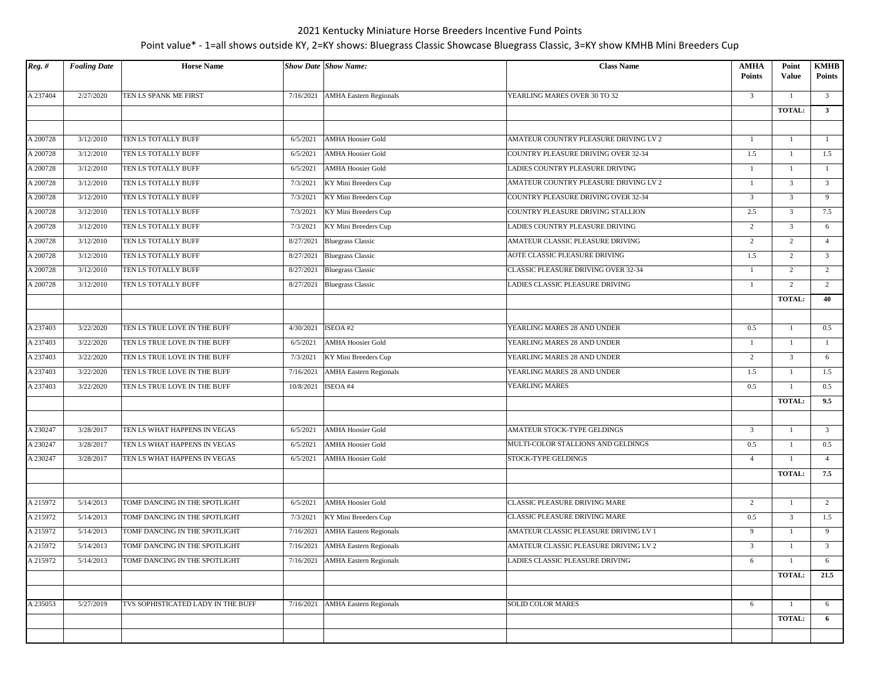2021 Kentucky Miniature Horse Breeders Incentive Fund Points

Point value* - 1=all shows outside KY, 2=KY shows: Bluegrass Classic Showcase Bluegrass Classic, 3=KY show KMHB Mini Breeders Cup

| *Reg. #* | *Foaling Date* | Horse Name | *Show Date* | *Show Name:* | Class Name | AMHA Points | Point Value | KMHB Points |
|---|---|---|---|---|---|---|---|---|
| A 237404 | 2/27/2020 | TEN LS SPANK ME FIRST | 7/16/2021 | AMHA Eastern Regionals | YEARLING MARES OVER 30 TO 32 | 3 | 1 | 3 |
| | | | | | | | **TOTAL:** | **3** |
| | | | | | | | | |
| A 200728 | 3/12/2010 | TEN LS TOTALLY BUFF | 6/5/2021 | AMHA Hoosier Gold | AMATEUR COUNTRY PLEASURE DRIVING LV 2 | 1 | 1 | 1 |
| A 200728 | 3/12/2010 | TEN LS TOTALLY BUFF | 6/5/2021 | AMHA Hoosier Gold | COUNTRY PLEASURE DRIVING OVER 32-34 | 1.5 | 1 | 1.5 |
| A 200728 | 3/12/2010 | TEN LS TOTALLY BUFF | 6/5/2021 | AMHA Hoosier Gold | LADIES COUNTRY PLEASURE DRIVING | 1 | 1 | 1 |
| A 200728 | 3/12/2010 | TEN LS TOTALLY BUFF | 7/3/2021 | KY Mini Breeders Cup | AMATEUR COUNTRY PLEASURE DRIVING LV 2 | 1 | 3 | 3 |
| A 200728 | 3/12/2010 | TEN LS TOTALLY BUFF | 7/3/2021 | KY Mini Breeders Cup | COUNTRY PLEASURE DRIVING OVER 32-34 | 3 | 3 | 9 |
| A 200728 | 3/12/2010 | TEN LS TOTALLY BUFF | 7/3/2021 | KY Mini Breeders Cup | COUNTRY PLEASURE DRIVING STALLION | 2.5 | 3 | 7.5 |
| A 200728 | 3/12/2010 | TEN LS TOTALLY BUFF | 7/3/2021 | KY Mini Breeders Cup | LADIES COUNTRY PLEASURE DRIVING | 2 | 3 | 6 |
| A 200728 | 3/12/2010 | TEN LS TOTALLY BUFF | 8/27/2021 | Bluegrass Classic | AMATEUR CLASSIC PLEASURE DRIVING | 2 | 2 | 4 |
| A 200728 | 3/12/2010 | TEN LS TOTALLY BUFF | 8/27/2021 | Bluegrass Classic | AOTE CLASSIC PLEASURE DRIVING | 1.5 | 2 | 3 |
| A 200728 | 3/12/2010 | TEN LS TOTALLY BUFF | 8/27/2021 | Bluegrass Classic | CLASSIC PLEASURE DRIVING OVER 32-34 | 1 | 2 | 2 |
| A 200728 | 3/12/2010 | TEN LS TOTALLY BUFF | 8/27/2021 | Bluegrass Classic | LADIES CLASSIC PLEASURE DRIVING | 1 | 2 | 2 |
| | | | | | | | **TOTAL:** | **40** |
| | | | | | | | | |
| A 237403 | 3/22/2020 | TEN LS TRUE LOVE IN THE BUFF | 4/30/2021 | ISEOA #2 | YEARLING MARES 28 AND UNDER | 0.5 | 1 | 0.5 |
| A 237403 | 3/22/2020 | TEN LS TRUE LOVE IN THE BUFF | 6/5/2021 | AMHA Hoosier Gold | YEARLING MARES 28 AND UNDER | 1 | 1 | 1 |
| A 237403 | 3/22/2020 | TEN LS TRUE LOVE IN THE BUFF | 7/3/2021 | KY Mini Breeders Cup | YEARLING MARES 28 AND UNDER | 2 | 3 | 6 |
| A 237403 | 3/22/2020 | TEN LS TRUE LOVE IN THE BUFF | 7/16/2021 | AMHA Eastern Regionals | YEARLING MARES 28 AND UNDER | 1.5 | 1 | 1.5 |
| A 237403 | 3/22/2020 | TEN LS TRUE LOVE IN THE BUFF | 10/8/2021 | ISEOA #4 | YEARLING MARES | 0.5 | 1 | 0.5 |
| | | | | | | | **TOTAL:** | **9.5** |
| | | | | | | | | |
| A 230247 | 3/28/2017 | TEN LS WHAT HAPPENS IN VEGAS | 6/5/2021 | AMHA Hoosier Gold | AMATEUR STOCK-TYPE GELDINGS | 3 | 1 | 3 |
| A 230247 | 3/28/2017 | TEN LS WHAT HAPPENS IN VEGAS | 6/5/2021 | AMHA Hoosier Gold | MULTI-COLOR STALLIONS AND GELDINGS | 0.5 | 1 | 0.5 |
| A 230247 | 3/28/2017 | TEN LS WHAT HAPPENS IN VEGAS | 6/5/2021 | AMHA Hoosier Gold | STOCK-TYPE GELDINGS | 4 | 1 | 4 |
| | | | | | | | **TOTAL:** | **7.5** |
| | | | | | | | | |
| A 215972 | 5/14/2013 | TOMF DANCING IN THE SPOTLIGHT | 6/5/2021 | AMHA Hoosier Gold | CLASSIC PLEASURE DRIVING MARE | 2 | 1 | 2 |
| A 215972 | 5/14/2013 | TOMF DANCING IN THE SPOTLIGHT | 7/3/2021 | KY Mini Breeders Cup | CLASSIC PLEASURE DRIVING MARE | 0.5 | 3 | 1.5 |
| A 215972 | 5/14/2013 | TOMF DANCING IN THE SPOTLIGHT | 7/16/2021 | AMHA Eastern Regionals | AMATEUR CLASSIC PLEASURE DRIVING LV 1 | 9 | 1 | 9 |
| A 215972 | 5/14/2013 | TOMF DANCING IN THE SPOTLIGHT | 7/16/2021 | AMHA Eastern Regionals | AMATEUR CLASSIC PLEASURE DRIVING LV 2 | 3 | 1 | 3 |
| A 215972 | 5/14/2013 | TOMF DANCING IN THE SPOTLIGHT | 7/16/2021 | AMHA Eastern Regionals | LADIES CLASSIC PLEASURE DRIVING | 6 | 1 | 6 |
| | | | | | | | **TOTAL:** | **21.5** |
| | | | | | | | | |
| A 235053 | 5/27/2019 | TVS SOPHISTICATED LADY IN THE BUFF | 7/16/2021 | AMHA Eastern Regionals | SOLID COLOR MARES | 6 | 1 | 6 |
| | | | | | | | **TOTAL:** | **6** |
| | | | | | | | | |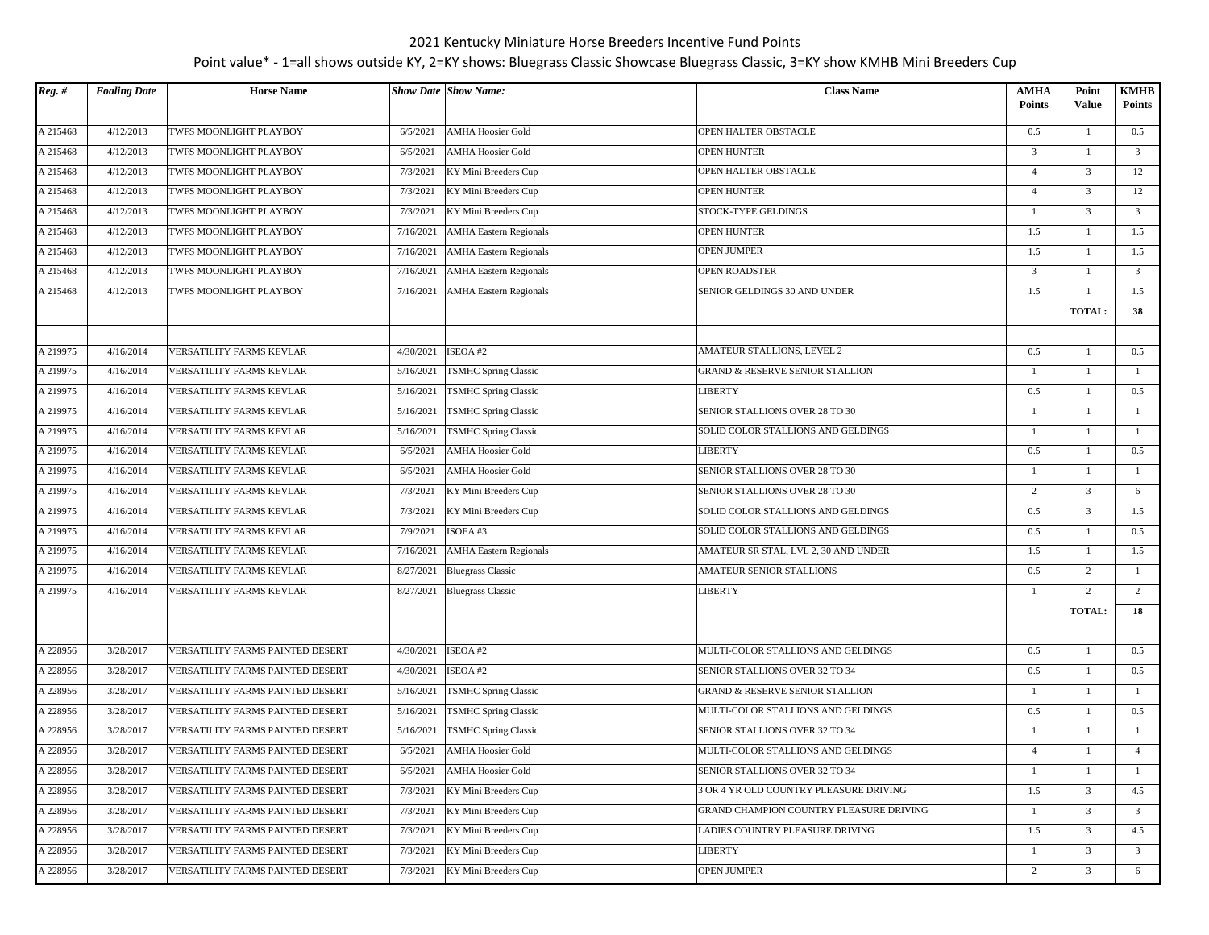2021 Kentucky Miniature Horse Breeders Incentive Fund Points

Point value* - 1=all shows outside KY, 2=KY shows: Bluegrass Classic Showcase Bluegrass Classic, 3=KY show KMHB Mini Breeders Cup

| *Reg. #* | *Foaling Date* | Horse Name | *Show Date* | *Show Name:* | Class Name | AMHA Points | Point Value | KMHB Points |
|---|---|---|---|---|---|---|---|---|
| A 215468 | 4/12/2013 | TWFS MOONLIGHT PLAYBOY | 6/5/2021 | AMHA Hoosier Gold | OPEN HALTER OBSTACLE | 0.5 | 1 | 0.5 |
| A 215468 | 4/12/2013 | TWFS MOONLIGHT PLAYBOY | 6/5/2021 | AMHA Hoosier Gold | OPEN HUNTER | 3 | 1 | 3 |
| A 215468 | 4/12/2013 | TWFS MOONLIGHT PLAYBOY | 7/3/2021 | KY Mini Breeders Cup | OPEN HALTER OBSTACLE | 4 | 3 | 12 |
| A 215468 | 4/12/2013 | TWFS MOONLIGHT PLAYBOY | 7/3/2021 | KY Mini Breeders Cup | OPEN HUNTER | 4 | 3 | 12 |
| A 215468 | 4/12/2013 | TWFS MOONLIGHT PLAYBOY | 7/3/2021 | KY Mini Breeders Cup | STOCK-TYPE GELDINGS | 1 | 3 | 3 |
| A 215468 | 4/12/2013 | TWFS MOONLIGHT PLAYBOY | 7/16/2021 | AMHA Eastern Regionals | OPEN HUNTER | 1.5 | 1 | 1.5 |
| A 215468 | 4/12/2013 | TWFS MOONLIGHT PLAYBOY | 7/16/2021 | AMHA Eastern Regionals | OPEN JUMPER | 1.5 | 1 | 1.5 |
| A 215468 | 4/12/2013 | TWFS MOONLIGHT PLAYBOY | 7/16/2021 | AMHA Eastern Regionals | OPEN ROADSTER | 3 | 1 | 3 |
| A 215468 | 4/12/2013 | TWFS MOONLIGHT PLAYBOY | 7/16/2021 | AMHA Eastern Regionals | SENIOR GELDINGS 30 AND UNDER | 1.5 | 1 | 1.5 |
| | | | | | | | **TOTAL:** | **38** |
| | | | | | | | | |
| A 219975 | 4/16/2014 | VERSATILITY FARMS KEVLAR | 4/30/2021 | ISEOA #2 | AMATEUR STALLIONS, LEVEL 2 | 0.5 | 1 | 0.5 |
| A 219975 | 4/16/2014 | VERSATILITY FARMS KEVLAR | 5/16/2021 | TSMHC Spring Classic | GRAND & RESERVE SENIOR STALLION | 1 | 1 | 1 |
| A 219975 | 4/16/2014 | VERSATILITY FARMS KEVLAR | 5/16/2021 | TSMHC Spring Classic | LIBERTY | 0.5 | 1 | 0.5 |
| A 219975 | 4/16/2014 | VERSATILITY FARMS KEVLAR | 5/16/2021 | TSMHC Spring Classic | SENIOR STALLIONS OVER 28 TO 30 | 1 | 1 | 1 |
| A 219975 | 4/16/2014 | VERSATILITY FARMS KEVLAR | 5/16/2021 | TSMHC Spring Classic | SOLID COLOR STALLIONS AND GELDINGS | 1 | 1 | 1 |
| A 219975 | 4/16/2014 | VERSATILITY FARMS KEVLAR | 6/5/2021 | AMHA Hoosier Gold | LIBERTY | 0.5 | 1 | 0.5 |
| A 219975 | 4/16/2014 | VERSATILITY FARMS KEVLAR | 6/5/2021 | AMHA Hoosier Gold | SENIOR STALLIONS OVER 28 TO 30 | 1 | 1 | 1 |
| A 219975 | 4/16/2014 | VERSATILITY FARMS KEVLAR | 7/3/2021 | KY Mini Breeders Cup | SENIOR STALLIONS OVER 28 TO 30 | 2 | 3 | 6 |
| A 219975 | 4/16/2014 | VERSATILITY FARMS KEVLAR | 7/3/2021 | KY Mini Breeders Cup | SOLID COLOR STALLIONS AND GELDINGS | 0.5 | 3 | 1.5 |
| A 219975 | 4/16/2014 | VERSATILITY FARMS KEVLAR | 7/9/2021 | ISOEA #3 | SOLID COLOR STALLIONS AND GELDINGS | 0.5 | 1 | 0.5 |
| A 219975 | 4/16/2014 | VERSATILITY FARMS KEVLAR | 7/16/2021 | AMHA Eastern Regionals | AMATEUR SR STAL, LVL 2, 30 AND UNDER | 1.5 | 1 | 1.5 |
| A 219975 | 4/16/2014 | VERSATILITY FARMS KEVLAR | 8/27/2021 | Bluegrass Classic | AMATEUR SENIOR STALLIONS | 0.5 | 2 | 1 |
| A 219975 | 4/16/2014 | VERSATILITY FARMS KEVLAR | 8/27/2021 | Bluegrass Classic | LIBERTY | 1 | 2 | 2 |
| | | | | | | | **TOTAL:** | **18** |
| | | | | | | | | |
| A 228956 | 3/28/2017 | VERSATILITY FARMS PAINTED DESERT | 4/30/2021 | ISEOA #2 | MULTI-COLOR STALLIONS AND GELDINGS | 0.5 | 1 | 0.5 |
| A 228956 | 3/28/2017 | VERSATILITY FARMS PAINTED DESERT | 4/30/2021 | ISEOA #2 | SENIOR STALLIONS OVER 32 TO 34 | 0.5 | 1 | 0.5 |
| A 228956 | 3/28/2017 | VERSATILITY FARMS PAINTED DESERT | 5/16/2021 | TSMHC Spring Classic | GRAND & RESERVE SENIOR STALLION | 1 | 1 | 1 |
| A 228956 | 3/28/2017 | VERSATILITY FARMS PAINTED DESERT | 5/16/2021 | TSMHC Spring Classic | MULTI-COLOR STALLIONS AND GELDINGS | 0.5 | 1 | 0.5 |
| A 228956 | 3/28/2017 | VERSATILITY FARMS PAINTED DESERT | 5/16/2021 | TSMHC Spring Classic | SENIOR STALLIONS OVER 32 TO 34 | 1 | 1 | 1 |
| A 228956 | 3/28/2017 | VERSATILITY FARMS PAINTED DESERT | 6/5/2021 | AMHA Hoosier Gold | MULTI-COLOR STALLIONS AND GELDINGS | 4 | 1 | 4 |
| A 228956 | 3/28/2017 | VERSATILITY FARMS PAINTED DESERT | 6/5/2021 | AMHA Hoosier Gold | SENIOR STALLIONS OVER 32 TO 34 | 1 | 1 | 1 |
| A 228956 | 3/28/2017 | VERSATILITY FARMS PAINTED DESERT | 7/3/2021 | KY Mini Breeders Cup | 3 OR 4 YR OLD COUNTRY PLEASURE DRIVING | 1.5 | 3 | 4.5 |
| A 228956 | 3/28/2017 | VERSATILITY FARMS PAINTED DESERT | 7/3/2021 | KY Mini Breeders Cup | GRAND CHAMPION COUNTRY PLEASURE DRIVING | 1 | 3 | 3 |
| A 228956 | 3/28/2017 | VERSATILITY FARMS PAINTED DESERT | 7/3/2021 | KY Mini Breeders Cup | LADIES COUNTRY PLEASURE DRIVING | 1.5 | 3 | 4.5 |
| A 228956 | 3/28/2017 | VERSATILITY FARMS PAINTED DESERT | 7/3/2021 | KY Mini Breeders Cup | LIBERTY | 1 | 3 | 3 |
| A 228956 | 3/28/2017 | VERSATILITY FARMS PAINTED DESERT | 7/3/2021 | KY Mini Breeders Cup | OPEN JUMPER | 2 | 3 | 6 |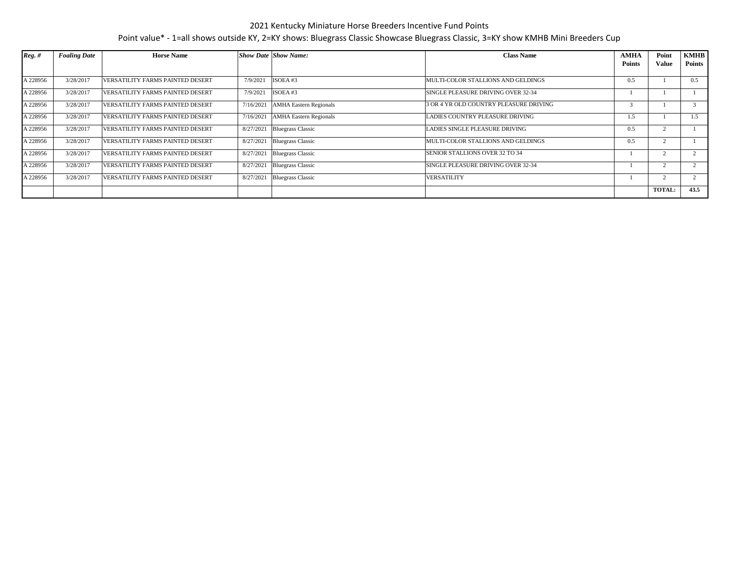2021 Kentucky Miniature Horse Breeders Incentive Fund Points

Point value* - 1=all shows outside KY, 2=KY shows: Bluegrass Classic Showcase Bluegrass Classic, 3=KY show KMHB Mini Breeders Cup

| ***Reg. #*** | ***Foaling Date*** | **Horse Name** | ***Show Date*** | ***Show Name:*** | **Class Name** | **AMHA Points** | **Point Value** | **KMHB Points** |
|---|---|---|---|---|---|---|---|---|
| A 228956 | 3/28/2017 | VERSATILITY FARMS PAINTED DESERT | 7/9/2021 | ISOEA #3 | MULTI-COLOR STALLIONS AND GELDINGS | 0.5 | 1 | 0.5 |
| A 228956 | 3/28/2017 | VERSATILITY FARMS PAINTED DESERT | 7/9/2021 | ISOEA #3 | SINGLE PLEASURE DRIVING OVER 32-34 | 1 | 1 | 1 |
| A 228956 | 3/28/2017 | VERSATILITY FARMS PAINTED DESERT | 7/16/2021 | AMHA Eastern Regionals | 3 OR 4 YR OLD COUNTRY PLEASURE DRIVING | 3 | 1 | 3 |
| A 228956 | 3/28/2017 | VERSATILITY FARMS PAINTED DESERT | 7/16/2021 | AMHA Eastern Regionals | LADIES COUNTRY PLEASURE DRIVING | 1.5 | 1 | 1.5 |
| A 228956 | 3/28/2017 | VERSATILITY FARMS PAINTED DESERT | 8/27/2021 | Bluegrass Classic | LADIES SINGLE PLEASURE DRIVING | 0.5 | 2 | 1 |
| A 228956 | 3/28/2017 | VERSATILITY FARMS PAINTED DESERT | 8/27/2021 | Bluegrass Classic | MULTI-COLOR STALLIONS AND GELDINGS | 0.5 | 2 | 1 |
| A 228956 | 3/28/2017 | VERSATILITY FARMS PAINTED DESERT | 8/27/2021 | Bluegrass Classic | SENIOR STALLIONS OVER 32 TO 34 | 1 | 2 | 2 |
| A 228956 | 3/28/2017 | VERSATILITY FARMS PAINTED DESERT | 8/27/2021 | Bluegrass Classic | SINGLE PLEASURE DRIVING OVER 32-34 | 1 | 2 | 2 |
| A 228956 | 3/28/2017 | VERSATILITY FARMS PAINTED DESERT | 8/27/2021 | Bluegrass Classic | VERSATILITY | 1 | 2 | 2 |
| | | | | | | | **TOTAL:** | **43.5** |